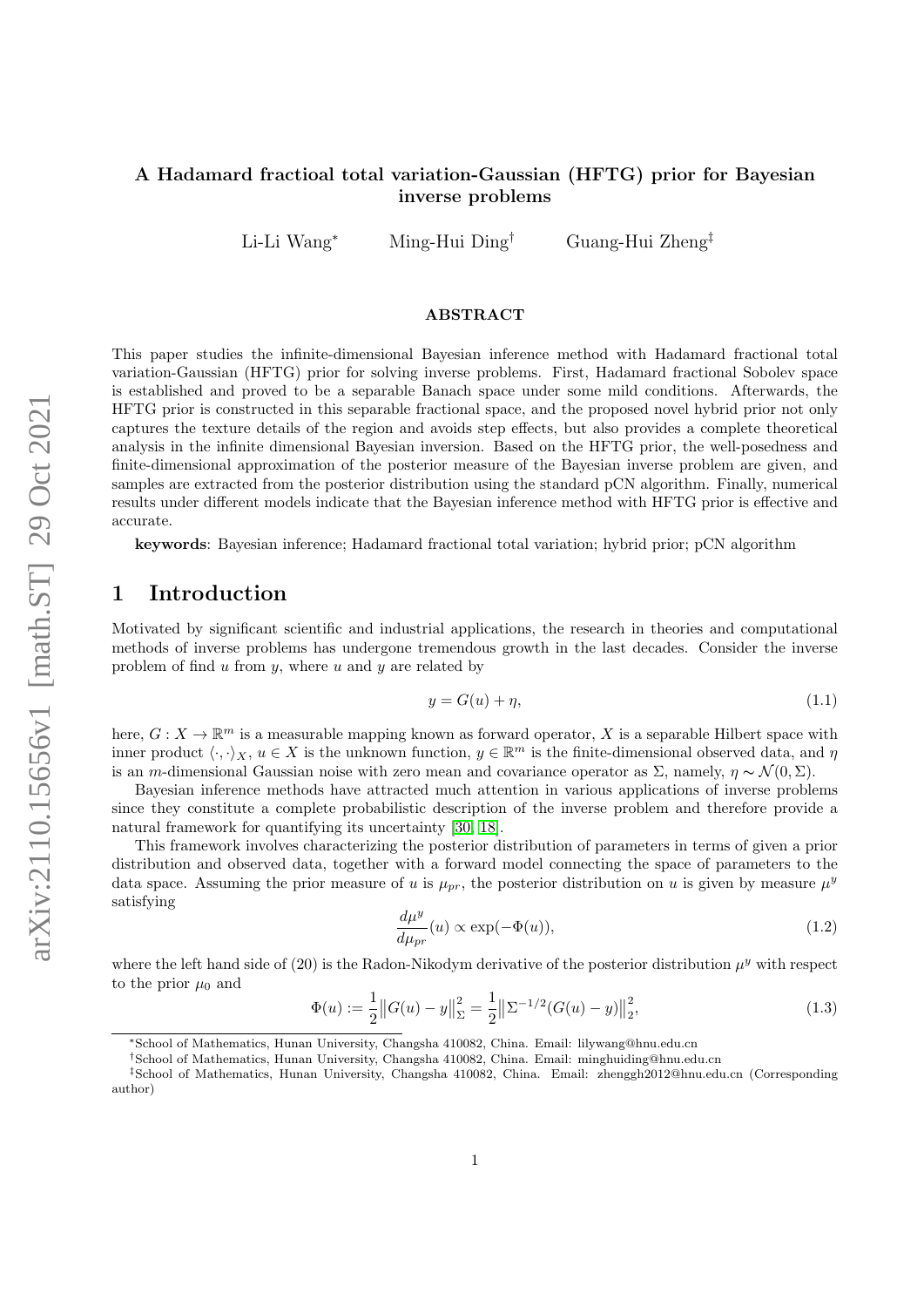# A Hadamard fractioal total variation-Gaussian (HFTG) prior for Bayesian inverse problems

Li-Li Wang[*] Ming-Hui Ding[†] Guang-Hui Zheng[‡]

## ABSTRACT

This paper studies the infinite-dimensional Bayesian inference method with Hadamard fractional total variation-Gaussian (HFTG) prior for solving inverse problems. First, Hadamard fractional Sobolev space is established and proved to be a separable Banach space under some mild conditions. Afterwards, the HFTG prior is constructed in this separable fractional space, and the proposed novel hybrid prior not only captures the texture details of the region and avoids step effects, but also provides a complete theoretical analysis in the infinite dimensional Bayesian inversion. Based on the HFTG prior, the well-posedness and finite-dimensional approximation of the posterior measure of the Bayesian inverse problem are given, and samples are extracted from the posterior distribution using the standard pCN algorithm. Finally, numerical results under different models indicate that the Bayesian inference method with HFTG prior is effective and accurate.

**keywords**: Bayesian inference; Hadamard fractional total variation; hybrid prior; pCN algorithm

## 1 Introduction

Motivated by significant scientific and industrial applications, the research in theories and computational methods of inverse problems has undergone tremendous growth in the last decades. Consider the inverse problem of find $u$ from $y$, where $u$ and $y$ are related by

$$y = G(u) + \eta, \tag{1.1}$$

here, $G : X \to \mathbb{R}^m$ is a measurable mapping known as forward operator, $X$ is a separable Hilbert space with inner product $\langle \cdot, \cdot \rangle_X$, $u \in X$ is the unknown function, $y \in \mathbb{R}^m$ is the finite-dimensional observed data, and $\eta$ is an $m$-dimensional Gaussian noise with zero mean and covariance operator as $\Sigma$, namely, $\eta \sim \mathcal{N}(0, \Sigma)$.

Bayesian inference methods have attracted much attention in various applications of inverse problems since they constitute a complete probabilistic description of the inverse problem and therefore provide a natural framework for quantifying its uncertainty [30, 18].

This framework involves characterizing the posterior distribution of parameters in terms of given a prior distribution and observed data, together with a forward model connecting the space of parameters to the data space. Assuming the prior measure of $u$ is $\mu_{pr}$, the posterior distribution on $u$ is given by measure $\mu^y$ satisfying

$$\frac{d\mu^y}{d\mu_{pr}}(u) \propto \exp(-\Phi(u)), \tag{1.2}$$

where the left hand side of (20) is the Radon-Nikodym derivative of the posterior distribution $\mu^y$ with respect to the prior $\mu_0$ and

$$\Phi(u) := \frac{1}{2}\big\|G(u) - y\big\|_\Sigma^2 = \frac{1}{2}\big\|\Sigma^{-1/2}(G(u) - y)\big\|_2^2, \tag{1.3}$$

---

[*] School of Mathematics, Hunan University, Changsha 410082, China. Email: lilywang@hnu.edu.cn

[†] School of Mathematics, Hunan University, Changsha 410082, China. Email: minghuiding@hnu.edu.cn

[‡] School of Mathematics, Hunan University, Changsha 410082, China. Email: zhenggh2012@hnu.edu.cn (Corresponding author)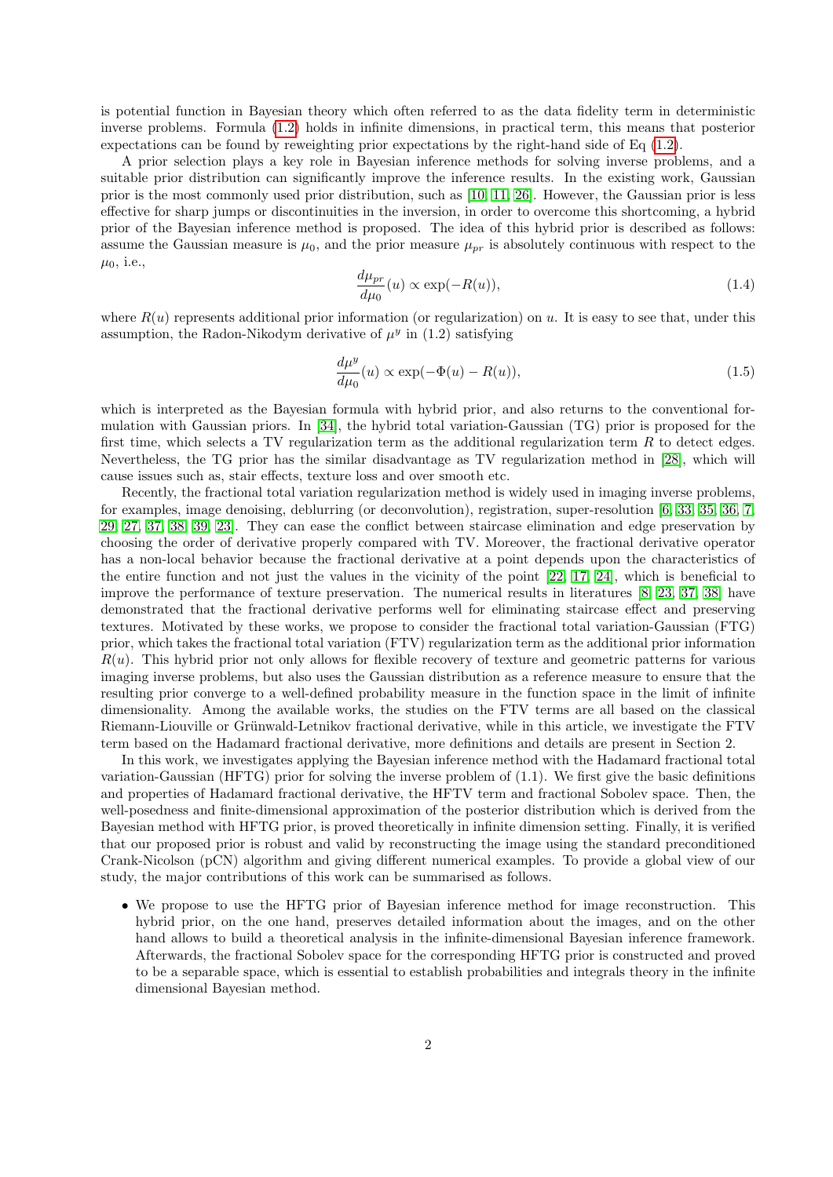is potential function in Bayesian theory which often referred to as the data fidelity term in deterministic inverse problems. Formula (1.2) holds in infinite dimensions, in practical term, this means that posterior expectations can be found by reweighting prior expectations by the right-hand side of Eq (1.2).

A prior selection plays a key role in Bayesian inference methods for solving inverse problems, and a suitable prior distribution can significantly improve the inference results. In the existing work, Gaussian prior is the most commonly used prior distribution, such as [10, 11, 26]. However, the Gaussian prior is less effective for sharp jumps or discontinuities in the inversion, in order to overcome this shortcoming, a hybrid prior of the Bayesian inference method is proposed. The idea of this hybrid prior is described as follows: assume the Gaussian measure is $\mu_0$, and the prior measure $\mu_{pr}$ is absolutely continuous with respect to the $\mu_0$, i.e.,

$$\frac{d\mu_{pr}}{d\mu_0}(u) \propto \exp(-R(u)), \tag{1.4}$$

where $R(u)$ represents additional prior information (or regularization) on $u$. It is easy to see that, under this assumption, the Radon-Nikodym derivative of $\mu^y$ in (1.2) satisfying

$$\frac{d\mu^y}{d\mu_0}(u) \propto \exp(-\Phi(u) - R(u)), \tag{1.5}$$

which is interpreted as the Bayesian formula with hybrid prior, and also returns to the conventional formulation with Gaussian priors. In [34], the hybrid total variation-Gaussian (TG) prior is proposed for the first time, which selects a TV regularization term as the additional regularization term $R$ to detect edges. Nevertheless, the TG prior has the similar disadvantage as TV regularization method in [28], which will cause issues such as, stair effects, texture loss and over smooth etc.

Recently, the fractional total variation regularization method is widely used in imaging inverse problems, for examples, image denoising, deblurring (or deconvolution), registration, super-resolution [6, 33, 35, 36, 7, 29, 27, 37, 38, 39, 23]. They can ease the conflict between staircase elimination and edge preservation by choosing the order of derivative properly compared with TV. Moreover, the fractional derivative operator has a non-local behavior because the fractional derivative at a point depends upon the characteristics of the entire function and not just the values in the vicinity of the point [22, 17, 24], which is beneficial to improve the performance of texture preservation. The numerical results in literatures [8, 23, 37, 38] have demonstrated that the fractional derivative performs well for eliminating staircase effect and preserving textures. Motivated by these works, we propose to consider the fractional total variation-Gaussian (FTG) prior, which takes the fractional total variation (FTV) regularization term as the additional prior information $R(u)$. This hybrid prior not only allows for flexible recovery of texture and geometric patterns for various imaging inverse problems, but also uses the Gaussian distribution as a reference measure to ensure that the resulting prior converge to a well-defined probability measure in the function space in the limit of infinite dimensionality. Among the available works, the studies on the FTV terms are all based on the classical Riemann-Liouville or Grünwald-Letnikov fractional derivative, while in this article, we investigate the FTV term based on the Hadamard fractional derivative, more definitions and details are present in Section 2.

In this work, we investigates applying the Bayesian inference method with the Hadamard fractional total variation-Gaussian (HFTG) prior for solving the inverse problem of (1.1). We first give the basic definitions and properties of Hadamard fractional derivative, the HFTV term and fractional Sobolev space. Then, the well-posedness and finite-dimensional approximation of the posterior distribution which is derived from the Bayesian method with HFTG prior, is proved theoretically in infinite dimension setting. Finally, it is verified that our proposed prior is robust and valid by reconstructing the image using the standard preconditioned Crank-Nicolson (pCN) algorithm and giving different numerical examples. To provide a global view of our study, the major contributions of this work can be summarised as follows.

- We propose to use the HFTG prior of Bayesian inference method for image reconstruction. This hybrid prior, on the one hand, preserves detailed information about the images, and on the other hand allows to build a theoretical analysis in the infinite-dimensional Bayesian inference framework. Afterwards, the fractional Sobolev space for the corresponding HFTG prior is constructed and proved to be a separable space, which is essential to establish probabilities and integrals theory in the infinite dimensional Bayesian method.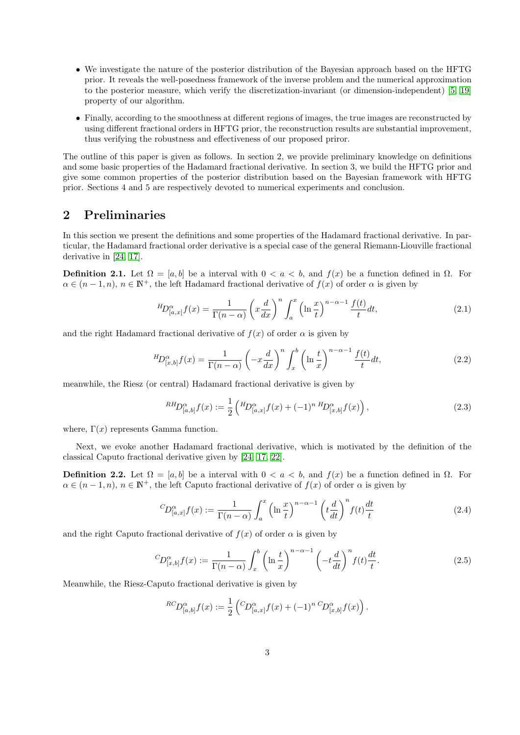- We investigate the nature of the posterior distribution of the Bayesian approach based on the HFTG prior. It reveals the well-posedness framework of the inverse problem and the numerical approximation to the posterior measure, which verify the discretization-invariant (or dimension-independent) [5, 19] property of our algorithm.
- Finally, according to the smoothness at different regions of images, the true images are reconstructed by using different fractional orders in HFTG prior, the reconstruction results are substantial improvement, thus verifying the robustness and effectiveness of our proposed priror.

The outline of this paper is given as follows. In section 2, we provide preliminary knowledge on definitions and some basic properties of the Hadamard fractional derivative. In section 3, we build the HFTG prior and give some common properties of the posterior distribution based on the Bayesian framework with HFTG prior. Sections 4 and 5 are respectively devoted to numerical experiments and conclusion.

## 2 Preliminaries

In this section we present the definitions and some properties of the Hadamard fractional derivative. In particular, the Hadamard fractional order derivative is a special case of the general Riemann-Liouville fractional derivative in [24, 17].

**Definition 2.1.** Let $\Omega = [a, b]$ be a interval with $0 < a < b$, and $f(x)$ be a function defined in $\Omega$. For $\alpha \in (n-1, n)$, $n \in \mathbb{N}^+$, the left Hadamard fractional derivative of $f(x)$ of order $\alpha$ is given by

$$
{}^{H}D^{\alpha}_{[a,x]}f(x) = \frac{1}{\Gamma(n-\alpha)}\left(x\frac{d}{dx}\right)^n \int_a^x \left(\ln\frac{x}{t}\right)^{n-\alpha-1}\frac{f(t)}{t}dt, \tag{2.1}
$$

and the right Hadamard fractional derivative of $f(x)$ of order $\alpha$ is given by

$$
{}^{H}D^{\alpha}_{[x,b]}f(x) := \frac{1}{\Gamma(n-\alpha)}\left(-x\frac{d}{dx}\right)^n \int_x^b \left(\ln\frac{t}{x}\right)^{n-\alpha-1}\frac{f(t)}{t}dt, \tag{2.2}
$$

meanwhile, the Riesz (or central) Hadamard fractional derivative is given by

$$
{}^{RH}D^{\alpha}_{[a,b]}f(x) := \frac{1}{2}\left({}^{H}D^{\alpha}_{[a,x]}f(x) + (-1)^n\, {}^{H}D^{\alpha}_{[x,b]}f(x)\right), \tag{2.3}
$$

where, $\Gamma(x)$ represents Gamma function.

Next, we evoke another Hadamard fractional derivative, which is motivated by the definition of the classical Caputo fractional derivative given by [24, 17, 22].

**Definition 2.2.** Let $\Omega = [a, b]$ be a interval with $0 < a < b$, and $f(x)$ be a function defined in $\Omega$. For $\alpha \in (n-1, n)$, $n \in \mathbb{N}^+$, the left Caputo fractional derivative of $f(x)$ of order $\alpha$ is given by

$$
{}^{C}D^{\alpha}_{[a,x]}f(x) := \frac{1}{\Gamma(n-\alpha)}\int_a^x \left(\ln\frac{x}{t}\right)^{n-\alpha-1}\left(t\frac{d}{dt}\right)^n f(t)\frac{dt}{t} \tag{2.4}
$$

and the right Caputo fractional derivative of $f(x)$ of order $\alpha$ is given by

$$
{}^{C}D^{\alpha}_{[x,b]}f(x) := \frac{1}{\Gamma(n-\alpha)}\int_x^b \left(\ln\frac{t}{x}\right)^{n-\alpha-1}\left(-t\frac{d}{dt}\right)^n f(t)\frac{dt}{t}. \tag{2.5}
$$

Meanwhile, the Riesz-Caputo fractional derivative is given by

$$
{}^{RC}D^{\alpha}_{[a,b]}f(x) := \frac{1}{2}\left({}^{C}D^{\alpha}_{[a,x]}f(x) + (-1)^n\, {}^{C}D^{\alpha}_{[x,b]}f(x)\right).
$$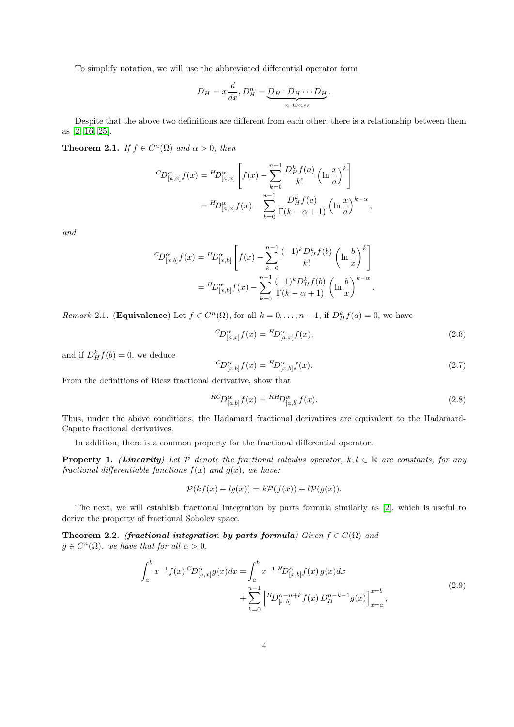To simplify notation, we will use the abbreviated differential operator form

$$D_H = x\frac{d}{dx}, D_H^n = \underbrace{D_H \cdot D_H \cdots D_H}_{n\ times}.$$

Despite that the above two definitions are different from each other, there is a relationship between them as [2, 16, 25].

**Theorem 2.1.** *If $f \in C^n(\Omega)$ and $\alpha > 0$, then*

$$\begin{aligned}
{}^{C}D^{\alpha}_{[a,x]}f(x) &= {}^{H}D^{\alpha}_{[a,x]}\left[f(x) - \sum_{k=0}^{n-1}\frac{D_H^k f(a)}{k!}\left(\ln\frac{x}{a}\right)^k\right] \\
&= {}^{H}D^{\alpha}_{[a,x]}f(x) - \sum_{k=0}^{n-1}\frac{D_H^k f(a)}{\Gamma(k-\alpha+1)}\left(\ln\frac{x}{a}\right)^{k-\alpha},
\end{aligned}$$

*and*

$$\begin{aligned}
{}^{C}D^{\alpha}_{[x,b]}f(x) &= {}^{H}D^{\alpha}_{[x,b]}\left[f(x) - \sum_{k=0}^{n-1}\frac{(-1)^k D_H^k f(b)}{k!}\left(\ln\frac{b}{x}\right)^k\right] \\
&= {}^{H}D^{\alpha}_{[x,b]}f(x) - \sum_{k=0}^{n-1}\frac{(-1)^k D_H^k f(b)}{\Gamma(k-\alpha+1)}\left(\ln\frac{b}{x}\right)^{k-\alpha}.
\end{aligned}$$

*Remark* 2.1. (**Equivalence**) Let $f \in C^n(\Omega)$, for all $k = 0, \ldots, n-1$, if $D_H^k f(a) = 0$, we have

$$ {}^{C}D^{\alpha}_{[a,x]}f(x) = {}^{H}D^{\alpha}_{[a,x]}f(x), \tag{2.6}$$

and if $D_H^k f(b) = 0$, we deduce

$$ {}^{C}D^{\alpha}_{[x,b]}f(x) = {}^{H}D^{\alpha}_{[x,b]}f(x). \tag{2.7}$$

From the definitions of Riesz fractional derivative, show that

$$ {}^{RC}D^{\alpha}_{[a,b]}f(x) = {}^{RH}D^{\alpha}_{[a,b]}f(x). \tag{2.8}$$

Thus, under the above conditions, the Hadamard fractional derivatives are equivalent to the Hadamard-Caputo fractional derivatives.

In addition, there is a common property for the fractional differential operator.

**Property 1.** ***(Linearity)*** *Let $\mathcal{P}$ denote the fractional calculus operator, $k, l \in \mathbb{R}$ are constants, for any fractional differentiable functions $f(x)$ and $g(x)$, we have:*

$$\mathcal{P}(kf(x) + lg(x)) = k\mathcal{P}(f(x)) + l\mathcal{P}(g(x)).$$

The next, we will establish fractional integration by parts formula similarly as [2], which is useful to derive the property of fractional Sobolev space.

**Theorem 2.2.** ***(fractional integration by parts formula)*** *Given $f \in C(\Omega)$ and $g \in C^n(\Omega)$, we have that for all $\alpha > 0$,*

$$\begin{aligned}
\int_a^b x^{-1}f(x)\,{}^{C}D^{\alpha}_{[a,x]}g(x)dx = &\int_a^b x^{-1}\,{}^{H}D^{\alpha}_{[x,b]}f(x)\,g(x)dx \\
&+ \sum_{k=0}^{n-1}\left[{}^{H}D^{\alpha-n+k}_{[x,b]}f(x)\,D_H^{n-k-1}g(x)\right]_{x=a}^{x=b},
\end{aligned} \tag{2.9}$$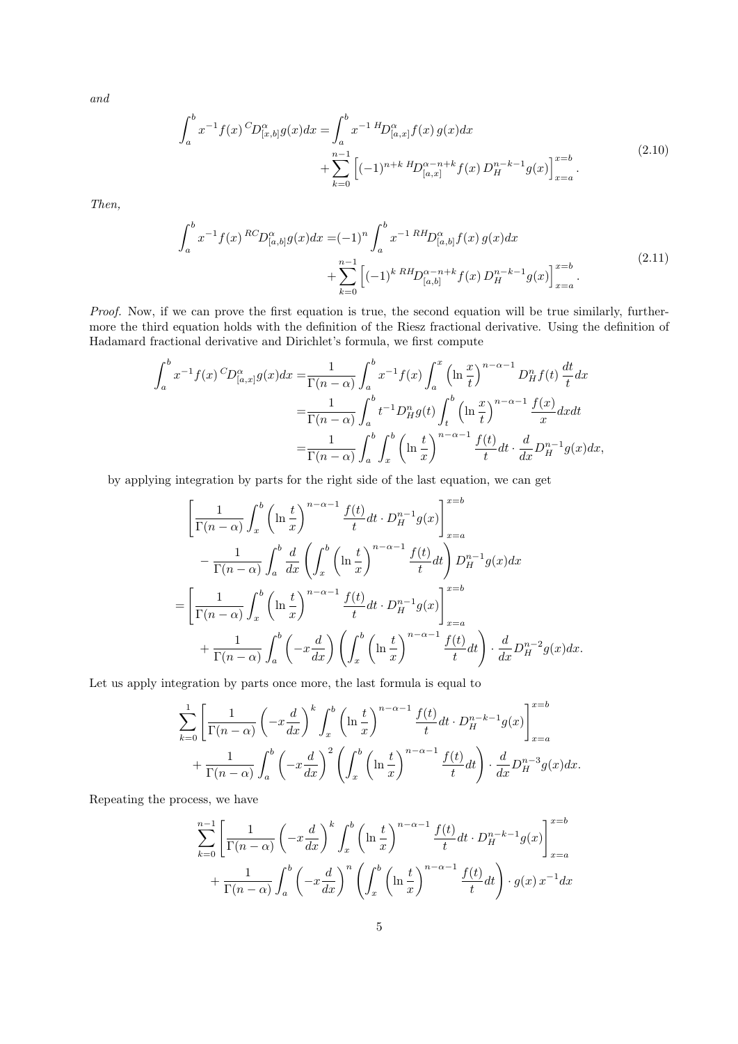*and*

$$
\begin{aligned}
\int_a^b x^{-1} f(x)\, {}^{C}D^{\alpha}_{[x,b]} g(x) dx =& \int_a^b x^{-1}\, {}^{H}D^{\alpha}_{[a,x]} f(x)\, g(x) dx \\
&+ \sum_{k=0}^{n-1} \left[ (-1)^{n+k}\, {}^{H}D^{\alpha-n+k}_{[a,x]} f(x)\, D_H^{n-k-1} g(x) \right]_{x=a}^{x=b}.
\end{aligned}
\tag{2.10}
$$

*Then,*

$$
\begin{aligned}
\int_a^b x^{-1} f(x)\, {}^{RC}D^{\alpha}_{[a,b]} g(x) dx =& (-1)^n \int_a^b x^{-1}\, {}^{RH}D^{\alpha}_{[a,b]} f(x)\, g(x) dx \\
&+ \sum_{k=0}^{n-1} \left[ (-1)^{k}\, {}^{RH}D^{\alpha-n+k}_{[a,b]} f(x)\, D_H^{n-k-1} g(x) \right]_{x=a}^{x=b}.
\end{aligned}
\tag{2.11}
$$

*Proof.* Now, if we can prove the first equation is true, the second equation will be true similarly, furthermore the third equation holds with the definition of the Riesz fractional derivative. Using the definition of Hadamard fractional derivative and Dirichlet's formula, we first compute

$$
\begin{aligned}
\int_a^b x^{-1} f(x)\, {}^{C}D^{\alpha}_{[a,x]} g(x) dx =& \frac{1}{\Gamma(n-\alpha)} \int_a^b x^{-1} f(x) \int_a^x \left( \ln \frac{x}{t} \right)^{n-\alpha-1} D_H^n f(t) \frac{dt}{t} dx \\
=& \frac{1}{\Gamma(n-\alpha)} \int_a^b t^{-1} D_H^n g(t) \int_t^b \left( \ln \frac{x}{t} \right)^{n-\alpha-1} \frac{f(x)}{x} dx dt \\
=& \frac{1}{\Gamma(n-\alpha)} \int_a^b \int_x^b \left( \ln \frac{t}{x} \right)^{n-\alpha-1} \frac{f(t)}{t} dt \cdot \frac{d}{dx} D_H^{n-1} g(x) dx,
\end{aligned}
$$

by applying integration by parts for the right side of the last equation, we can get

$$
\begin{aligned}
& \left[ \frac{1}{\Gamma(n-\alpha)} \int_x^b \left( \ln \frac{t}{x} \right)^{n-\alpha-1} \frac{f(t)}{t} dt \cdot D_H^{n-1} g(x) \right]_{x=a}^{x=b} \\
& \quad - \frac{1}{\Gamma(n-\alpha)} \int_a^b \frac{d}{dx} \left( \int_x^b \left( \ln \frac{t}{x} \right)^{n-\alpha-1} \frac{f(t)}{t} dt \right) D_H^{n-1} g(x) dx \\
=& \left[ \frac{1}{\Gamma(n-\alpha)} \int_x^b \left( \ln \frac{t}{x} \right)^{n-\alpha-1} \frac{f(t)}{t} dt \cdot D_H^{n-1} g(x) \right]_{x=a}^{x=b} \\
& \quad + \frac{1}{\Gamma(n-\alpha)} \int_a^b \left( -x \frac{d}{dx} \right) \left( \int_x^b \left( \ln \frac{t}{x} \right)^{n-\alpha-1} \frac{f(t)}{t} dt \right) \cdot \frac{d}{dx} D_H^{n-2} g(x) dx.
\end{aligned}
$$

Let us apply integration by parts once more, the last formula is equal to

$$
\begin{aligned}
& \sum_{k=0}^{1} \left[ \frac{1}{\Gamma(n-\alpha)} \left( -x \frac{d}{dx} \right)^k \int_x^b \left( \ln \frac{t}{x} \right)^{n-\alpha-1} \frac{f(t)}{t} dt \cdot D_H^{n-k-1} g(x) \right]_{x=a}^{x=b} \\
& \quad + \frac{1}{\Gamma(n-\alpha)} \int_a^b \left( -x \frac{d}{dx} \right)^2 \left( \int_x^b \left( \ln \frac{t}{x} \right)^{n-\alpha-1} \frac{f(t)}{t} dt \right) \cdot \frac{d}{dx} D_H^{n-3} g(x) dx.
\end{aligned}
$$

Repeating the process, we have

$$
\begin{aligned}
& \sum_{k=0}^{n-1} \left[ \frac{1}{\Gamma(n-\alpha)} \left( -x \frac{d}{dx} \right)^k \int_x^b \left( \ln \frac{t}{x} \right)^{n-\alpha-1} \frac{f(t)}{t} dt \cdot D_H^{n-k-1} g(x) \right]_{x=a}^{x=b} \\
& \quad + \frac{1}{\Gamma(n-\alpha)} \int_a^b \left( -x \frac{d}{dx} \right)^n \left( \int_x^b \left( \ln \frac{t}{x} \right)^{n-\alpha-1} \frac{f(t)}{t} dt \right) \cdot g(x)\, x^{-1} dx
\end{aligned}
$$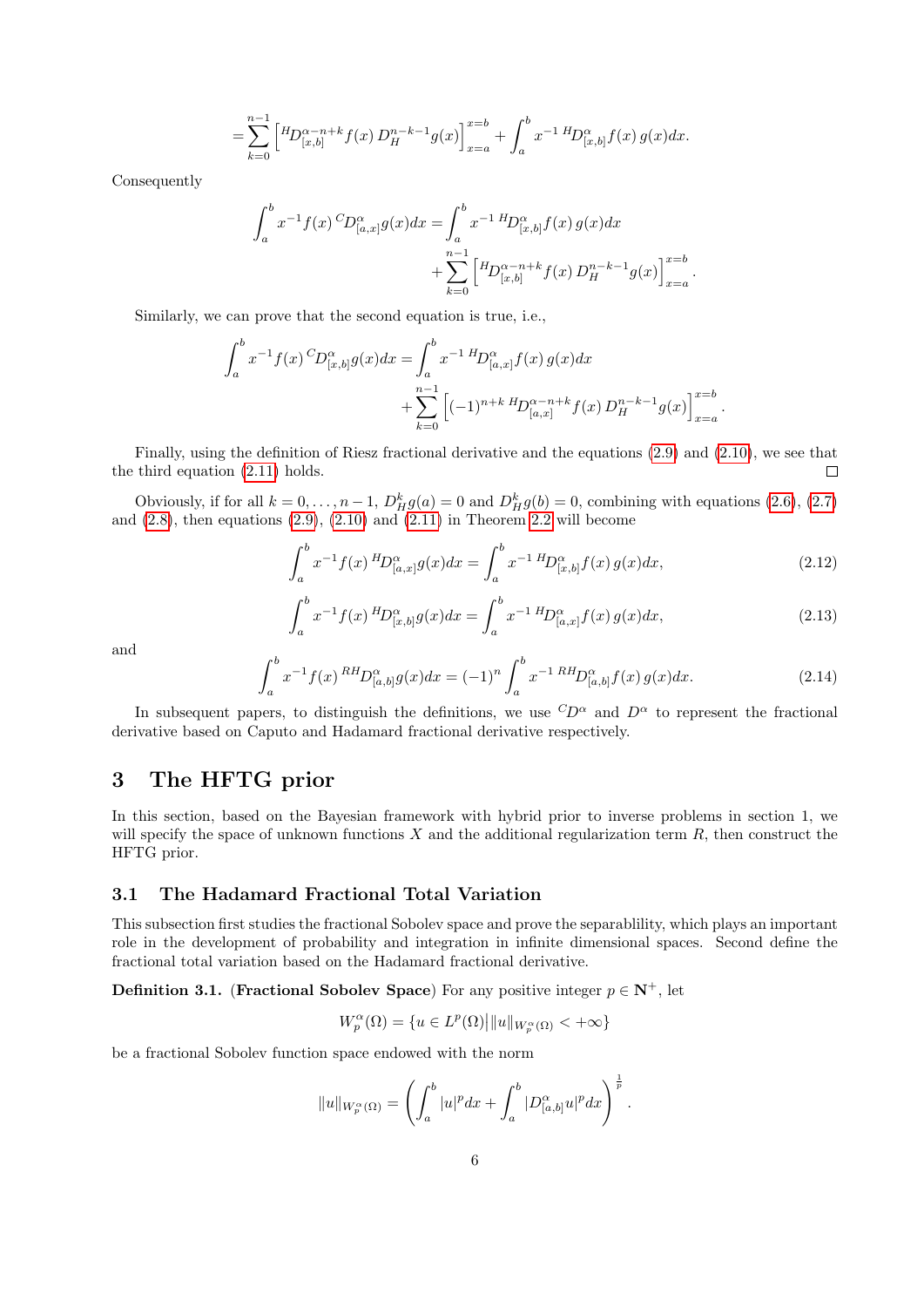$$= \sum_{k=0}^{n-1} \left[ {}^{H}D_{[x,b]}^{\alpha-n+k} f(x)\, D_H^{n-k-1} g(x) \right]_{x=a}^{x=b} + \int_a^b x^{-1}\, {}^{H}D_{[x,b]}^{\alpha} f(x)\, g(x) dx.$$

Consequently

$$\int_a^b x^{-1} f(x)\, {}^{C}D_{[a,x]}^{\alpha} g(x) dx = \int_a^b x^{-1}\, {}^{H}D_{[x,b]}^{\alpha} f(x)\, g(x) dx + \sum_{k=0}^{n-1} \left[ {}^{H}D_{[x,b]}^{\alpha-n+k} f(x)\, D_H^{n-k-1} g(x) \right]_{x=a}^{x=b}.$$

Similarly, we can prove that the second equation is true, i.e.,

$$\int_a^b x^{-1} f(x)\, {}^{C}D_{[x,b]}^{\alpha} g(x) dx = \int_a^b x^{-1}\, {}^{H}D_{[a,x]}^{\alpha} f(x)\, g(x) dx + \sum_{k=0}^{n-1} \left[ (-1)^{n+k}\, {}^{H}D_{[a,x]}^{\alpha-n+k} f(x)\, D_H^{n-k-1} g(x) \right]_{x=a}^{x=b}.$$

Finally, using the definition of Riesz fractional derivative and the equations (2.9) and (2.10), we see that the third equation (2.11) holds. $\square$

Obviously, if for all $k = 0, \ldots, n-1$, $D_H^k g(a) = 0$ and $D_H^k g(b) = 0$, combining with equations (2.6), (2.7) and (2.8), then equations (2.9), (2.10) and (2.11) in Theorem 2.2 will become

$$\int_a^b x^{-1} f(x)\, {}^{H}D_{[a,x]}^{\alpha} g(x) dx = \int_a^b x^{-1}\, {}^{H}D_{[x,b]}^{\alpha} f(x)\, g(x) dx, \tag{2.12}$$

$$\int_a^b x^{-1} f(x)\, {}^{H}D_{[x,b]}^{\alpha} g(x) dx = \int_a^b x^{-1}\, {}^{H}D_{[a,x]}^{\alpha} f(x)\, g(x) dx, \tag{2.13}$$

and

$$\int_a^b x^{-1} f(x)\, {}^{RH}D_{[a,b]}^{\alpha} g(x) dx = (-1)^n \int_a^b x^{-1}\, {}^{RH}D_{[a,b]}^{\alpha} f(x)\, g(x) dx. \tag{2.14}$$

In subsequent papers, to distinguish the definitions, we use ${}^{C}D^{\alpha}$ and $D^{\alpha}$ to represent the fractional derivative based on Caputo and Hadamard fractional derivative respectively.

# 3 The HFTG prior

In this section, based on the Bayesian framework with hybrid prior to inverse problems in section 1, we will specify the space of unknown functions $X$ and the additional regularization term $R$, then construct the HFTG prior.

## 3.1 The Hadamard Fractional Total Variation

This subsection first studies the fractional Sobolev space and prove the separablility, which plays an important role in the development of probability and integration in infinite dimensional spaces. Second define the fractional total variation based on the Hadamard fractional derivative.

**Definition 3.1.** (**Fractional Sobolev Space**) For any positive integer $p \in \mathbf{N}^+$, let

$$W_p^{\alpha}(\Omega) = \{ u \in L^p(\Omega) | \|u\|_{W_p^{\alpha}(\Omega)} < +\infty \}$$

be a fractional Sobolev function space endowed with the norm

$$\|u\|_{W_p^{\alpha}(\Omega)} = \left( \int_a^b |u|^p dx + \int_a^b |D_{[a,b]}^{\alpha} u|^p dx \right)^{\frac{1}{p}}.$$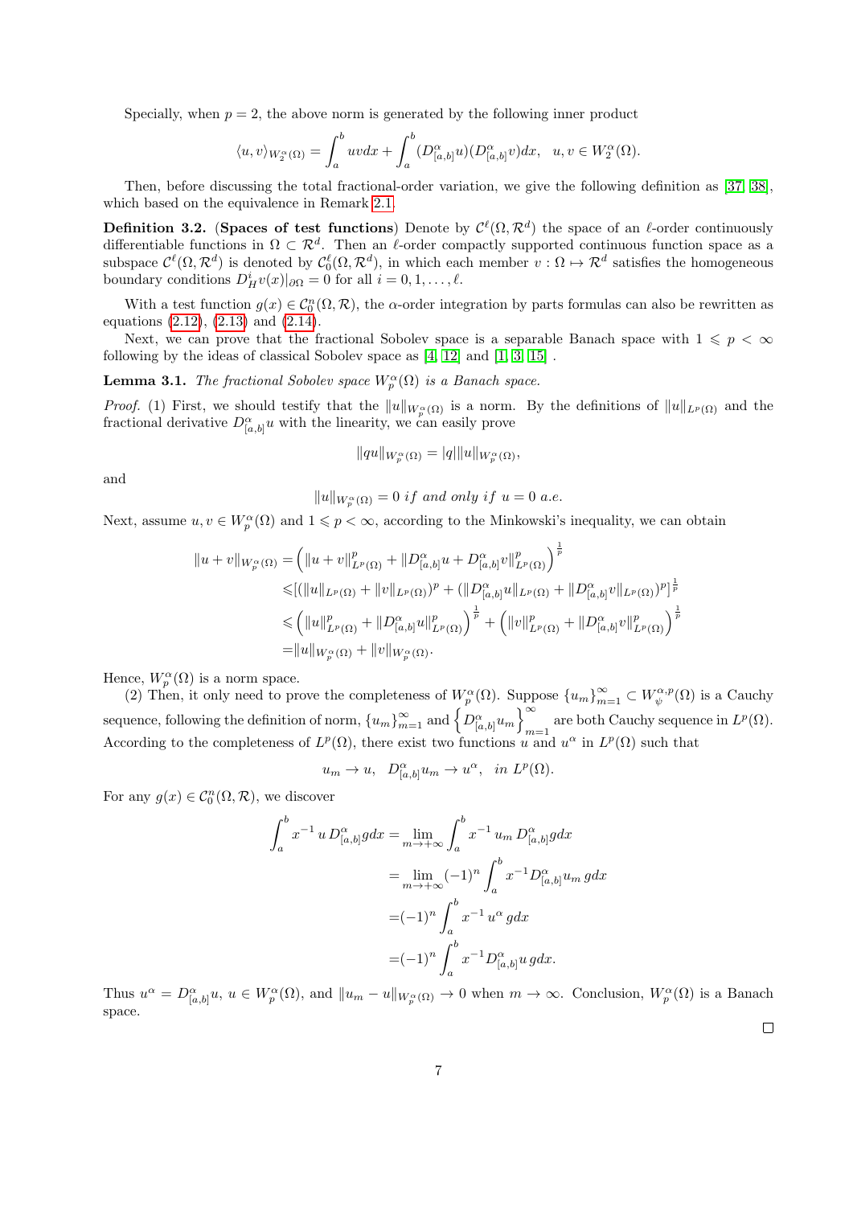Specially, when $p = 2$, the above norm is generated by the following inner product

$$\langle u, v\rangle_{W_2^\alpha(\Omega)} = \int_a^b uv dx + \int_a^b (D_{[a,b]}^\alpha u)(D_{[a,b]}^\alpha v) dx, \quad u, v \in W_2^\alpha(\Omega).$$

Then, before discussing the total fractional-order variation, we give the following definition as [37, 38], which based on the equivalence in Remark 2.1.

**Definition 3.2.** (**Spaces of test functions**) Denote by $\mathcal{C}^\ell(\Omega, \mathcal{R}^d)$ the space of an $\ell$-order continuously differentiable functions in $\Omega \subset \mathcal{R}^d$. Then an $\ell$-order compactly supported continuous function space as a subspace $\mathcal{C}^\ell(\Omega, \mathcal{R}^d)$ is denoted by $\mathcal{C}_0^\ell(\Omega, \mathcal{R}^d)$, in which each member $v : \Omega \mapsto \mathcal{R}^d$ satisfies the homogeneous boundary conditions $D_H^i v(x)|_{\partial\Omega} = 0$ for all $i = 0, 1, \ldots, \ell$.

With a test function $g(x) \in \mathcal{C}_0^n(\Omega, \mathcal{R})$, the $\alpha$-order integration by parts formulas can also be rewritten as equations (2.12), (2.13) and (2.14).

Next, we can prove that the fractional Sobolev space is a separable Banach space with $1 \leqslant p < \infty$ following by the ideas of classical Sobolev space as [4, 12] and [1, 3, 15] .

**Lemma 3.1.** *The fractional Sobolev space $W_p^\alpha(\Omega)$ is a Banach space.*

*Proof.* (1) First, we should testify that the $\|u\|_{W_p^\alpha(\Omega)}$ is a norm. By the definitions of $\|u\|_{L^p(\Omega)}$ and the fractional derivative $D_{[a,b]}^\alpha u$ with the linearity, we can easily prove

$$\|qu\|_{W_p^\alpha(\Omega)} = |q|\|u\|_{W_p^\alpha(\Omega)},$$

and

$$\|u\|_{W_p^\alpha(\Omega)} = 0 \ \textit{if and only if} \ u = 0 \ \textit{a.e.}$$

Next, assume $u, v \in W_p^\alpha(\Omega)$ and $1 \leqslant p < \infty$, according to the Minkowski's inequality, we can obtain

$$\begin{aligned}
\|u + v\|_{W_p^\alpha(\Omega)} =& \left(\|u + v\|_{L^p(\Omega)}^p + \|D_{[a,b]}^\alpha u + D_{[a,b]}^\alpha v\|_{L^p(\Omega)}^p\right)^{\frac{1}{p}} \\
\leqslant& [(\|u\|_{L^p(\Omega)} + \|v\|_{L^p(\Omega)})^p + (\|D_{[a,b]}^\alpha u\|_{L^p(\Omega)} + \|D_{[a,b]}^\alpha v\|_{L^p(\Omega)})^p]^{\frac{1}{p}} \\
\leqslant& \left(\|u\|_{L^p(\Omega)}^p + \|D_{[a,b]}^\alpha u\|_{L^p(\Omega)}^p\right)^{\frac{1}{p}} + \left(\|v\|_{L^p(\Omega)}^p + \|D_{[a,b]}^\alpha v\|_{L^p(\Omega)}^p\right)^{\frac{1}{p}} \\
=& \|u\|_{W_p^\alpha(\Omega)} + \|v\|_{W_p^\alpha(\Omega)}.
\end{aligned}$$

Hence, $W_p^\alpha(\Omega)$ is a norm space.

(2) Then, it only need to prove the completeness of $W_p^\alpha(\Omega)$. Suppose $\{u_m\}_{m=1}^\infty \subset W_\psi^{\alpha,p}(\Omega)$ is a Cauchy sequence, following the definition of norm, $\{u_m\}_{m=1}^\infty$ and $\left\{D_{[a,b]}^\alpha u_m\right\}_{m=1}^\infty$ are both Cauchy sequence in $L^p(\Omega)$. According to the completeness of $L^p(\Omega)$, there exist two functions $u$ and $u^\alpha$ in $L^p(\Omega)$ such that

$$u_m \to u, \quad D_{[a,b]}^\alpha u_m \to u^\alpha, \quad in \ L^p(\Omega).$$

For any $g(x) \in \mathcal{C}_0^n(\Omega, \mathcal{R})$, we discover

$$\begin{aligned}
\int_a^b x^{-1}\, u\, D_{[a,b]}^\alpha g dx =& \lim_{m\to+\infty} \int_a^b x^{-1}\, u_m\, D_{[a,b]}^\alpha g dx \\
=& \lim_{m\to+\infty} (-1)^n \int_a^b x^{-1} D_{[a,b]}^\alpha u_m\, g dx \\
=& (-1)^n \int_a^b x^{-1}\, u^\alpha\, g dx \\
=& (-1)^n \int_a^b x^{-1} D_{[a,b]}^\alpha u\, g dx.
\end{aligned}$$

Thus $u^\alpha = D_{[a,b]}^\alpha u$, $u \in W_p^\alpha(\Omega)$, and $\|u_m - u\|_{W_p^\alpha(\Omega)} \to 0$ when $m \to \infty$. Conclusion, $W_p^\alpha(\Omega)$ is a Banach space.

□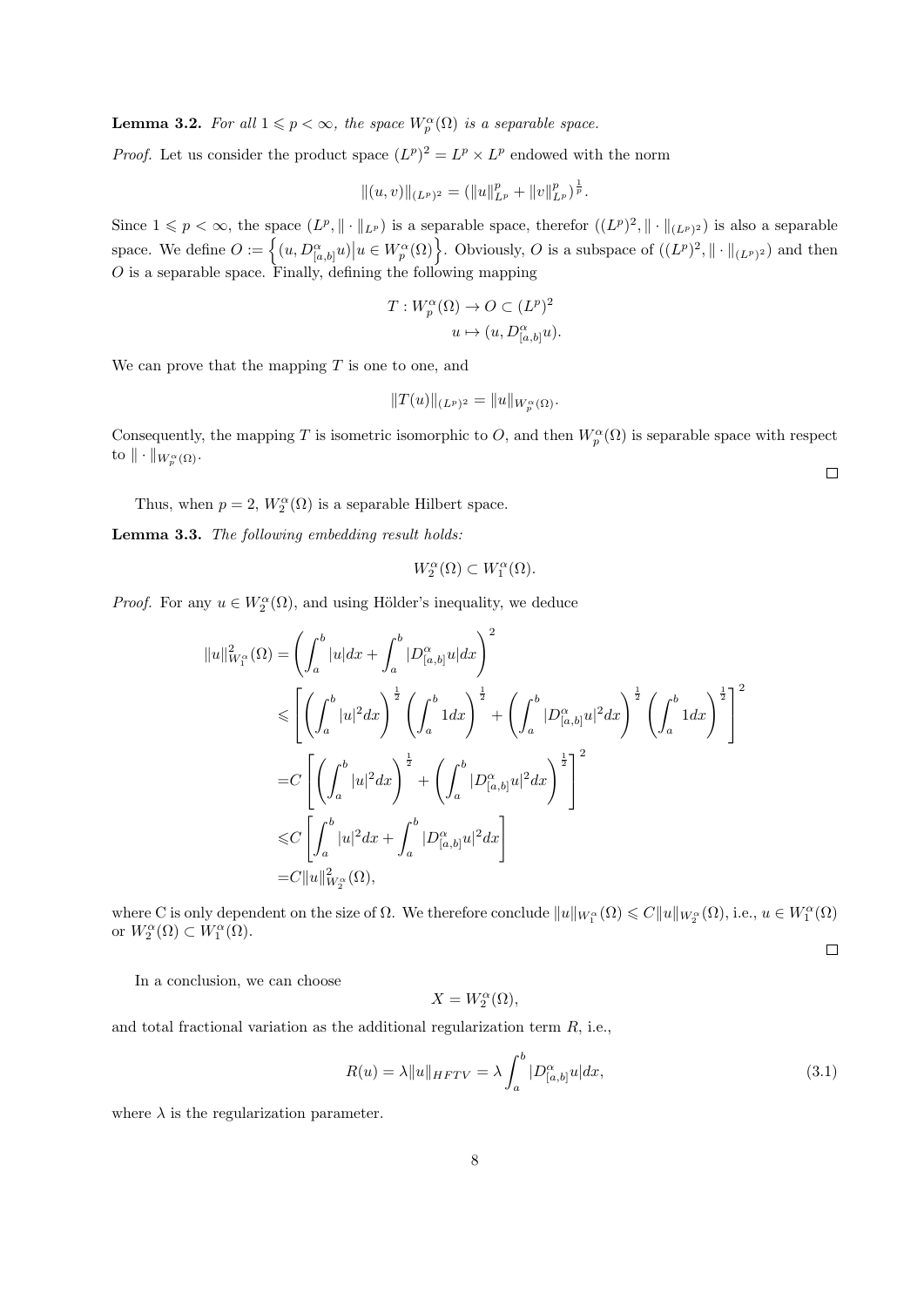**Lemma 3.2.** *For all $1 \leqslant p < \infty$, the space $W_p^\alpha(\Omega)$ is a separable space.*

*Proof.* Let us consider the product space $(L^p)^2 = L^p \times L^p$ endowed with the norm

$$\|(u,v)\|_{(L^p)^2} = (\|u\|_{L^p}^p + \|v\|_{L^p}^p)^{\frac{1}{p}}.$$

Since $1 \leqslant p < \infty$, the space $(L^p, \|\cdot\|_{L^p})$ is a separable space, therefor $((L^p)^2, \|\cdot\|_{(L^p)^2})$ is also a separable space. We define $O := \left\{(u, D_{[a,b]}^\alpha u) \big| u \in W_p^\alpha(\Omega)\right\}$. Obviously, $O$ is a subspace of $((L^p)^2, \|\cdot\|_{(L^p)^2})$ and then $O$ is a separable space. Finally, defining the following mapping

$$T : W_p^\alpha(\Omega) \to O \subset (L^p)^2$$
$$u \mapsto (u, D_{[a,b]}^\alpha u).$$

We can prove that the mapping $T$ is one to one, and

$$\|T(u)\|_{(L^p)^2} = \|u\|_{W_p^\alpha(\Omega)}.$$

Consequently, the mapping $T$ is isometric isomorphic to $O$, and then $W_p^\alpha(\Omega)$ is separable space with respect to $\|\cdot\|_{W_p^\alpha(\Omega)}$. □

Thus, when $p = 2$, $W_2^\alpha(\Omega)$ is a separable Hilbert space.

**Lemma 3.3.** *The following embedding result holds:*

$$W_2^\alpha(\Omega) \subset W_1^\alpha(\Omega).$$

*Proof.* For any $u \in W_2^\alpha(\Omega)$, and using Hölder's inequality, we deduce

$$\begin{aligned}
\|u\|_{W_1^\alpha}^2(\Omega) &= \left(\int_a^b |u| dx + \int_a^b |D_{[a,b]}^\alpha u| dx\right)^2 \\
&\leqslant \left[\left(\int_a^b |u|^2 dx\right)^{\frac{1}{2}} \left(\int_a^b 1 dx\right)^{\frac{1}{2}} + \left(\int_a^b |D_{[a,b]}^\alpha u|^2 dx\right)^{\frac{1}{2}} \left(\int_a^b 1 dx\right)^{\frac{1}{2}}\right]^2 \\
&= C\left[\left(\int_a^b |u|^2 dx\right)^{\frac{1}{2}} + \left(\int_a^b |D_{[a,b]}^\alpha u|^2 dx\right)^{\frac{1}{2}}\right]^2 \\
&\leqslant C\left[\int_a^b |u|^2 dx + \int_a^b |D_{[a,b]}^\alpha u|^2 dx\right] \\
&= C\|u\|_{W_2^\alpha}^2(\Omega),
\end{aligned}$$

where C is only dependent on the size of $\Omega$. We therefore conclude $\|u\|_{W_1^\alpha}(\Omega) \leqslant C\|u\|_{W_2^\alpha}(\Omega)$, i.e., $u \in W_1^\alpha(\Omega)$ or $W_2^\alpha(\Omega) \subset W_1^\alpha(\Omega)$. □

In a conclusion, we can choose

$$X = W_2^\alpha(\Omega),$$

and total fractional variation as the additional regularization term $R$, i.e.,

$$R(u) = \lambda\|u\|_{HFTV} = \lambda \int_a^b |D_{[a,b]}^\alpha u| dx, \tag{3.1}$$

where $\lambda$ is the regularization parameter.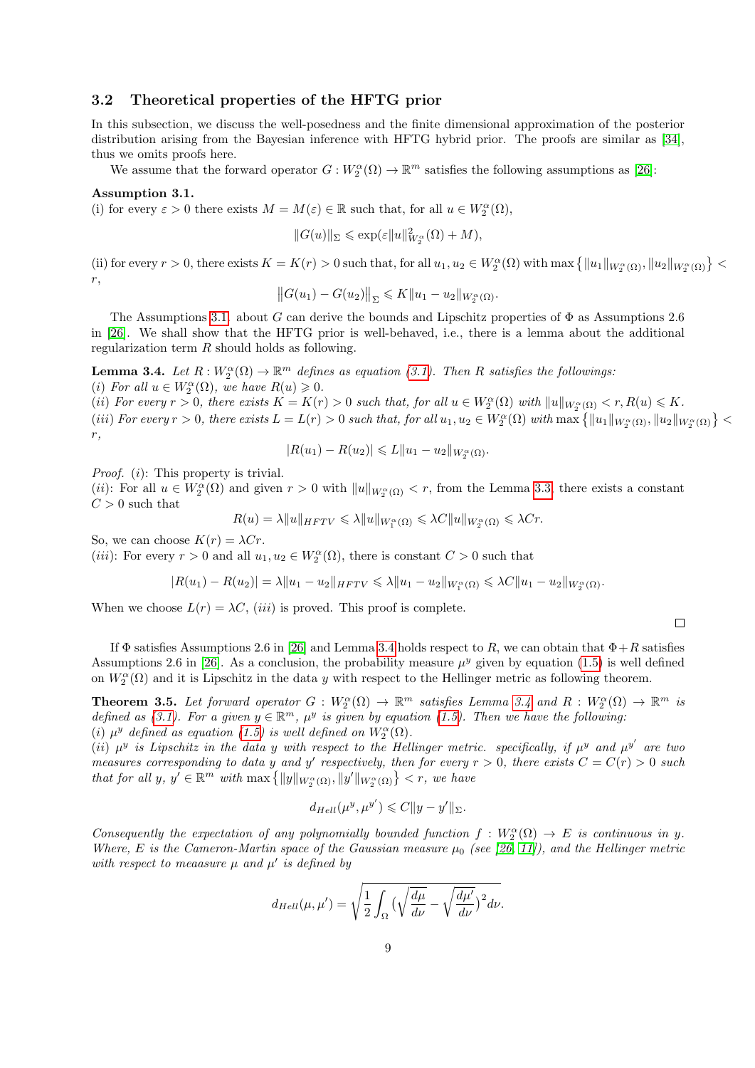### 3.2 Theoretical properties of the HFTG prior

In this subsection, we discuss the well-posedness and the finite dimensional approximation of the posterior distribution arising from the Bayesian inference with HFTG hybrid prior. The proofs are similar as [34], thus we omits proofs here.

We assume that the forward operator $G : W_2^{\alpha}(\Omega) \to \mathbb{R}^m$ satisfies the following assumptions as [26]:

**Assumption 3.1.**
(i) for every $\varepsilon > 0$ there exists $M = M(\varepsilon) \in \mathbb{R}$ such that, for all $u \in W_2^{\alpha}(\Omega)$,

$$\|G(u)\|_{\Sigma} \leqslant \exp(\varepsilon \|u\|^2_{W_2^{\alpha}}(\Omega) + M),$$

(ii) for every $r > 0$, there exists $K = K(r) > 0$ such that, for all $u_1, u_2 \in W_2^{\alpha}(\Omega)$ with $\max\left\{\|u_1\|_{W_2^{\alpha}(\Omega)}, \|u_2\|_{W_2^{\alpha}(\Omega)}\right\} < r$,

$$\big\|G(u_1) - G(u_2)\big\|_{\Sigma} \leqslant K\|u_1 - u_2\|_{W_2^{\alpha}(\Omega)}.$$

The Assumptions 3.1 about $G$ can derive the bounds and Lipschitz properties of $\Phi$ as Assumptions 2.6 in [26]. We shall show that the HFTG prior is well-behaved, i.e., there is a lemma about the additional regularization term $R$ should holds as following.

**Lemma 3.4.** *Let $R : W_2^{\alpha}(\Omega) \to \mathbb{R}^m$ defines as equation (3.1). Then $R$ satisfies the followings:*
*(i) For all $u \in W_2^{\alpha}(\Omega)$, we have $R(u) \geqslant 0$.*
*(ii) For every $r > 0$, there exists $K = K(r) > 0$ such that, for all $u \in W_2^{\alpha}(\Omega)$ with $\|u\|_{W_2^{\alpha}(\Omega)} < r, R(u) \leqslant K$.*
*(iii) For every $r > 0$, there exists $L = L(r) > 0$ such that, for all $u_1, u_2 \in W_2^{\alpha}(\Omega)$ with $\max\left\{\|u_1\|_{W_2^{\alpha}(\Omega)}, \|u_2\|_{W_2^{\alpha}(\Omega)}\right\} < r$,*

$$|R(u_1) - R(u_2)| \leqslant L\|u_1 - u_2\|_{W_2^{\alpha}(\Omega)}.$$

*Proof.* $(i)$: This property is trivial.
$(ii)$: For all $u \in W_2^{\alpha}(\Omega)$ and given $r > 0$ with $\|u\|_{W_2^{\alpha}(\Omega)} < r$, from the Lemma 3.3, there exists a constant $C > 0$ such that

$$R(u) = \lambda\|u\|_{HFTV} \leqslant \lambda\|u\|_{W_1^{\alpha}(\Omega)} \leqslant \lambda C\|u\|_{W_2^{\alpha}(\Omega)} \leqslant \lambda C r.$$

So, we can choose $K(r) = \lambda C r$.
$(iii)$: For every $r > 0$ and all $u_1, u_2 \in W_2^{\alpha}(\Omega)$, there is constant $C > 0$ such that

$$|R(u_1) - R(u_2)| = \lambda\|u_1 - u_2\|_{HFTV} \leqslant \lambda\|u_1 - u_2\|_{W_1^{\alpha}(\Omega)} \leqslant \lambda C\|u_1 - u_2\|_{W_2^{\alpha}(\Omega)}.$$

When we choose $L(r) = \lambda C$, $(iii)$ is proved. This proof is complete. □

If $\Phi$ satisfies Assumptions 2.6 in [26] and Lemma 3.4 holds respect to $R$, we can obtain that $\Phi + R$ satisfies Assumptions 2.6 in [26]. As a conclusion, the probability measure $\mu^y$ given by equation (1.5) is well defined on $W_2^{\alpha}(\Omega)$ and it is Lipschitz in the data $y$ with respect to the Hellinger metric as following theorem.

**Theorem 3.5.** *Let forward operator $G : W_2^{\alpha}(\Omega) \to \mathbb{R}^m$ satisfies Lemma 3.4 and $R : W_2^{\alpha}(\Omega) \to \mathbb{R}^m$ is defined as (3.1). For a given $y \in \mathbb{R}^m$, $\mu^y$ is given by equation (1.5). Then we have the following:*
*(i) $\mu^y$ defined as equation (1.5) is well defined on $W_2^{\alpha}(\Omega)$.*
*(ii) $\mu^y$ is Lipschitz in the data $y$ with respect to the Hellinger metric. specifically, if $\mu^y$ and $\mu^{y'}$ are two measures corresponding to data $y$ and $y'$ respectively, then for every $r > 0$, there exists $C = C(r) > 0$ such that for all $y$, $y' \in \mathbb{R}^m$ with $\max\left\{\|y\|_{W_2^{\alpha}(\Omega)}, \|y'\|_{W_2^{\alpha}(\Omega)}\right\} < r$, we have*

$$d_{Hell}(\mu^y, \mu^{y'}) \leqslant C\|y - y'\|_{\Sigma}.$$

*Consequently the expectation of any polynomially bounded function $f : W_2^{\alpha}(\Omega) \to E$ is continuous in $y$. Where, $E$ is the Cameron-Martin space of the Gaussian measure $\mu_0$ (see [26, 11]), and the Hellinger metric with respect to meaasure $\mu$ and $\mu'$ is defined by*

$$d_{Hell}(\mu, \mu') = \sqrt{\frac{1}{2}\int_{\Omega}\Big(\sqrt{\frac{d\mu}{d\nu}} - \sqrt{\frac{d\mu'}{d\nu}}\Big)^2 d\nu}.$$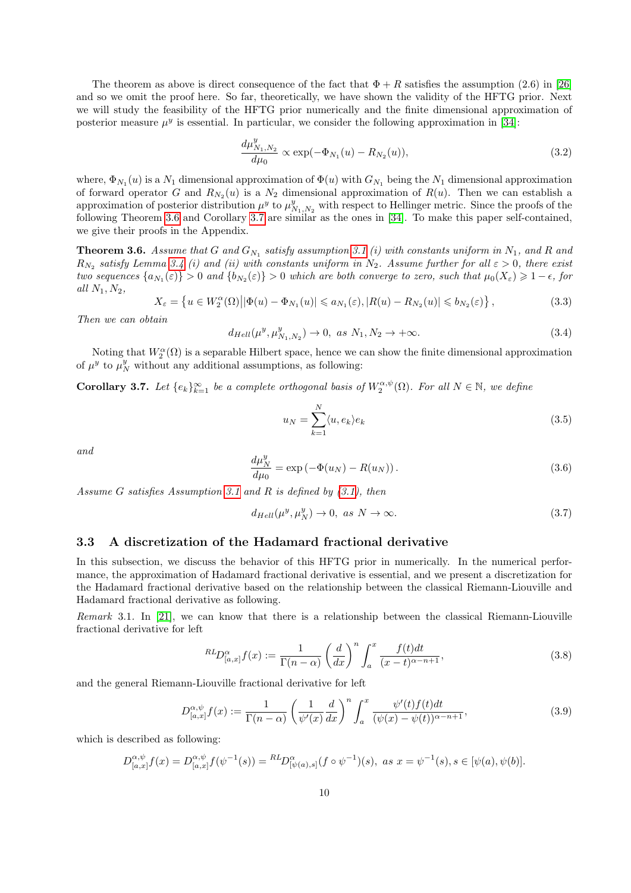The theorem as above is direct consequence of the fact that $\Phi + R$ satisfies the assumption (2.6) in [26] and so we omit the proof here. So far, theoretically, we have shown the validity of the HFTG prior. Next we will study the feasibility of the HFTG prior numerically and the finite dimensional approximation of posterior measure $\mu^y$ is essential. In particular, we consider the following approximation in [34]:

$$\frac{d\mu^y_{N_1,N_2}}{d\mu_0} \propto \exp(-\Phi_{N_1}(u) - R_{N_2}(u)), \tag{3.2}$$

where, $\Phi_{N_1}(u)$ is a $N_1$ dimensional approximation of $\Phi(u)$ with $G_{N_1}$ being the $N_1$ dimensional approximation of forward operator $G$ and $R_{N_2}(u)$ is a $N_2$ dimensional approximation of $R(u)$. Then we can establish a approximation of posterior distribution $\mu^y$ to $\mu^y_{N_1,N_2}$ with respect to Hellinger metric. Since the proofs of the following Theorem 3.6 and Corollary 3.7 are similar as the ones in [34]. To make this paper self-contained, we give their proofs in the Appendix.

**Theorem 3.6.** *Assume that $G$ and $G_{N_1}$ satisfy assumption 3.1 (i) with constants uniform in $N_1$, and $R$ and $R_{N_2}$ satisfy Lemma 3.4 (i) and (ii) with constants uniform in $N_2$. Assume further for all $\varepsilon > 0$, there exist two sequences $\{a_{N_1}(\varepsilon)\} > 0$ and $\{b_{N_2}(\varepsilon)\} > 0$ which are both converge to zero, such that $\mu_0(X_\varepsilon) \geqslant 1 - \epsilon$, for all $N_1, N_2$,*

$$X_\varepsilon = \left\{ u \in W_2^\alpha(\Omega) \big| |\Phi(u) - \Phi_{N_1}(u)| \leqslant a_{N_1}(\varepsilon), |R(u) - R_{N_2}(u)| \leqslant b_{N_2}(\varepsilon) \right\}, \tag{3.3}$$

*Then we can obtain*

$$d_{Hell}(\mu^y, \mu^y_{N_1,N_2}) \to 0, \ as \ N_1, N_2 \to +\infty. \tag{3.4}$$

Noting that $W_2^\alpha(\Omega)$ is a separable Hilbert space, hence we can show the finite dimensional approximation of $\mu^y$ to $\mu^y_N$ without any additional assumptions, as following:

**Corollary 3.7.** *Let $\{e_k\}_{k=1}^\infty$ be a complete orthogonal basis of $W_2^{\alpha,\psi}(\Omega)$. For all $N \in \mathbb{N}$, we define*

$$u_N = \sum_{k=1}^{N} \langle u, e_k \rangle e_k \tag{3.5}$$

*and*

$$\frac{d\mu^y_N}{d\mu_0} = \exp\left(-\Phi(u_N) - R(u_N)\right). \tag{3.6}$$

*Assume $G$ satisfies Assumption 3.1 and $R$ is defined by (3.1), then*

$$d_{Hell}(\mu^y, \mu^y_N) \to 0, \ as \ N \to \infty. \tag{3.7}$$

### 3.3 A discretization of the Hadamard fractional derivative

In this subsection, we discuss the behavior of this HFTG prior in numerically. In the numerical performance, the approximation of Hadamard fractional derivative is essential, and we present a discretization for the Hadamard fractional derivative based on the relationship between the classical Riemann-Liouville and Hadamard fractional derivative as following.

*Remark* 3.1. In [21], we can know that there is a relationship between the classical Riemann-Liouville fractional derivative for left

$${}^{RL}D^\alpha_{[a,x]} f(x) := \frac{1}{\Gamma(n-\alpha)} \left(\frac{d}{dx}\right)^n \int_a^x \frac{f(t)dt}{(x-t)^{\alpha-n+1}}, \tag{3.8}$$

and the general Riemann-Liouville fractional derivative for left

$$D^{\alpha,\psi}_{[a,x]} f(x) := \frac{1}{\Gamma(n-\alpha)} \left(\frac{1}{\psi'(x)}\frac{d}{dx}\right)^n \int_a^x \frac{\psi'(t) f(t)dt}{(\psi(x)-\psi(t))^{\alpha-n+1}}, \tag{3.9}$$

which is described as following:

$$D^{\alpha,\psi}_{[a,x]} f(x) = D^{\alpha,\psi}_{[a,x]} f(\psi^{-1}(s)) = {}^{RL}D^\alpha_{[\psi(a),s]}(f \circ \psi^{-1})(s), \ as \ x = \psi^{-1}(s), s \in [\psi(a), \psi(b)].$$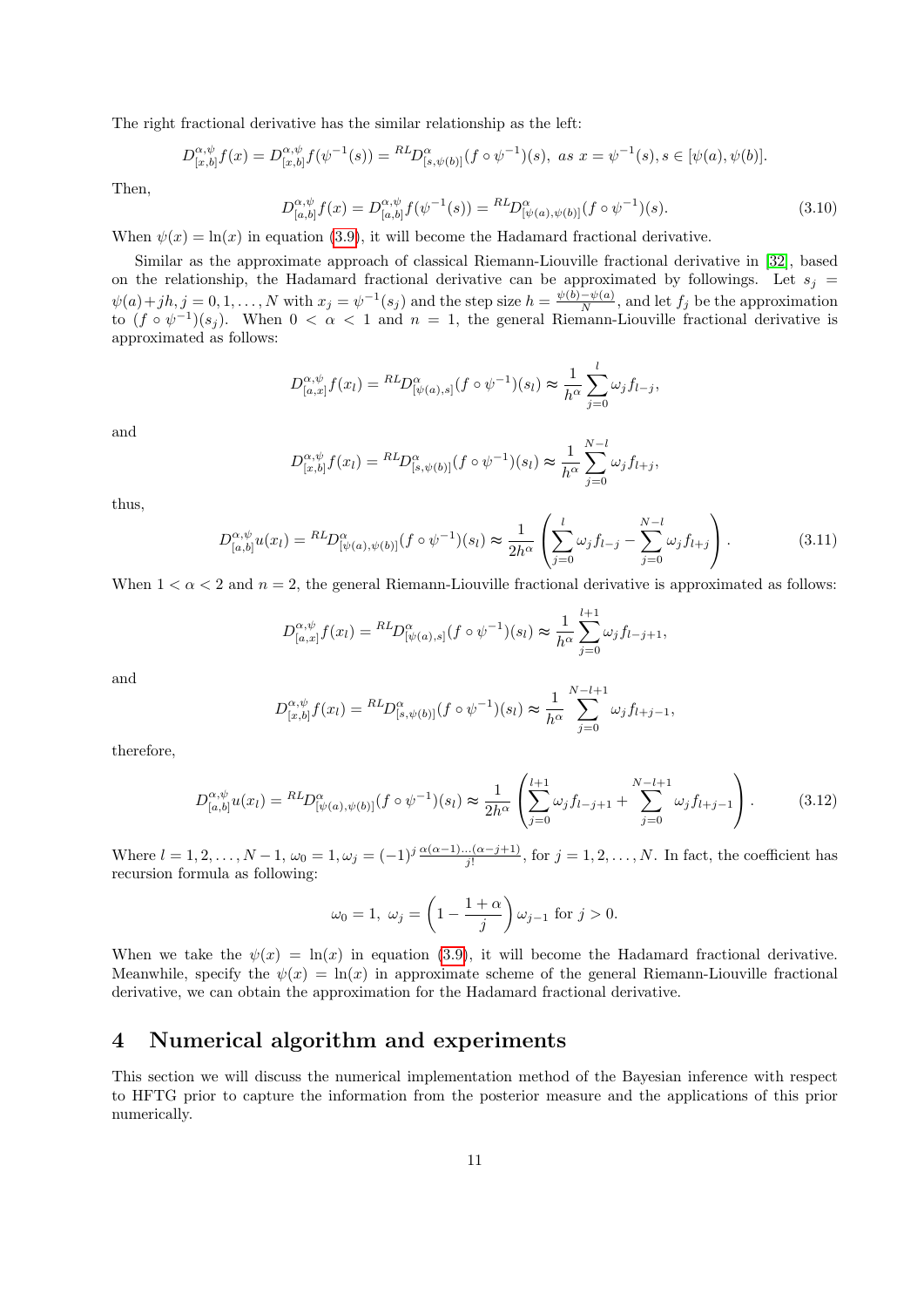The right fractional derivative has the similar relationship as the left:

$$D^{\alpha,\psi}_{[x,b]}f(x) = D^{\alpha,\psi}_{[x,b]}f(\psi^{-1}(s)) = {}^{RL}D^{\alpha}_{[s,\psi(b)]}(f\circ\psi^{-1})(s),\ as\ x=\psi^{-1}(s), s\in[\psi(a),\psi(b)].$$

Then,

$$D^{\alpha,\psi}_{[a,b]}f(x) = D^{\alpha,\psi}_{[a,b]}f(\psi^{-1}(s)) = {}^{RL}D^{\alpha}_{[\psi(a),\psi(b)]}(f\circ\psi^{-1})(s). \tag{3.10}$$

When $\psi(x)=\ln(x)$ in equation (3.9), it will become the Hadamard fractional derivative.

Similar as the approximate approach of classical Riemann-Liouville fractional derivative in [32], based on the relationship, the Hadamard fractional derivative can be approximated by followings. Let $s_j = \psi(a)+jh, j=0,1,\dots,N$ with $x_j=\psi^{-1}(s_j)$ and the step size $h=\frac{\psi(b)-\psi(a)}{N}$, and let $f_j$ be the approximation to $(f\circ\psi^{-1})(s_j)$. When $0<\alpha<1$ and $n=1$, the general Riemann-Liouville fractional derivative is approximated as follows:

$$D^{\alpha,\psi}_{[a,x]}f(x_l) = {}^{RL}D^{\alpha}_{[\psi(a),s]}(f\circ\psi^{-1})(s_l) \approx \frac{1}{h^\alpha}\sum_{j=0}^{l}\omega_j f_{l-j},$$

and

$$D^{\alpha,\psi}_{[x,b]}f(x_l) = {}^{RL}D^{\alpha}_{[s,\psi(b)]}(f\circ\psi^{-1})(s_l) \approx \frac{1}{h^\alpha}\sum_{j=0}^{N-l}\omega_j f_{l+j},$$

thus,

$$D^{\alpha,\psi}_{[a,b]}u(x_l) = {}^{RL}D^{\alpha}_{[\psi(a),\psi(b)]}(f\circ\psi^{-1})(s_l) \approx \frac{1}{2h^\alpha}\left(\sum_{j=0}^{l}\omega_j f_{l-j} - \sum_{j=0}^{N-l}\omega_j f_{l+j}\right). \tag{3.11}$$

When $1<\alpha<2$ and $n=2$, the general Riemann-Liouville fractional derivative is approximated as follows:

$$D^{\alpha,\psi}_{[a,x]}f(x_l) = {}^{RL}D^{\alpha}_{[\psi(a),s]}(f\circ\psi^{-1})(s_l) \approx \frac{1}{h^\alpha}\sum_{j=0}^{l+1}\omega_j f_{l-j+1},$$

and

$$D^{\alpha,\psi}_{[x,b]}f(x_l) = {}^{RL}D^{\alpha}_{[s,\psi(b)]}(f\circ\psi^{-1})(s_l) \approx \frac{1}{h^\alpha}\sum_{j=0}^{N-l+1}\omega_j f_{l+j-1},$$

therefore,

$$D^{\alpha,\psi}_{[a,b]}u(x_l) = {}^{RL}D^{\alpha}_{[\psi(a),\psi(b)]}(f\circ\psi^{-1})(s_l) \approx \frac{1}{2h^\alpha}\left(\sum_{j=0}^{l+1}\omega_j f_{l-j+1} + \sum_{j=0}^{N-l+1}\omega_j f_{l+j-1}\right). \tag{3.12}$$

Where $l=1,2,\dots,N-1$, $\omega_0=1, \omega_j=(-1)^j\frac{\alpha(\alpha-1)\dots(\alpha-j+1)}{j!}$, for $j=1,2,\dots,N$. In fact, the coefficient has recursion formula as following:

$$\omega_0=1,\ \omega_j=\left(1-\frac{1+\alpha}{j}\right)\omega_{j-1} \text{ for } j>0.$$

When we take the $\psi(x)=\ln(x)$ in equation (3.9), it will become the Hadamard fractional derivative. Meanwhile, specify the $\psi(x)=\ln(x)$ in approximate scheme of the general Riemann-Liouville fractional derivative, we can obtain the approximation for the Hadamard fractional derivative.

# 4 Numerical algorithm and experiments

This section we will discuss the numerical implementation method of the Bayesian inference with respect to HFTG prior to capture the information from the posterior measure and the applications of this prior numerically.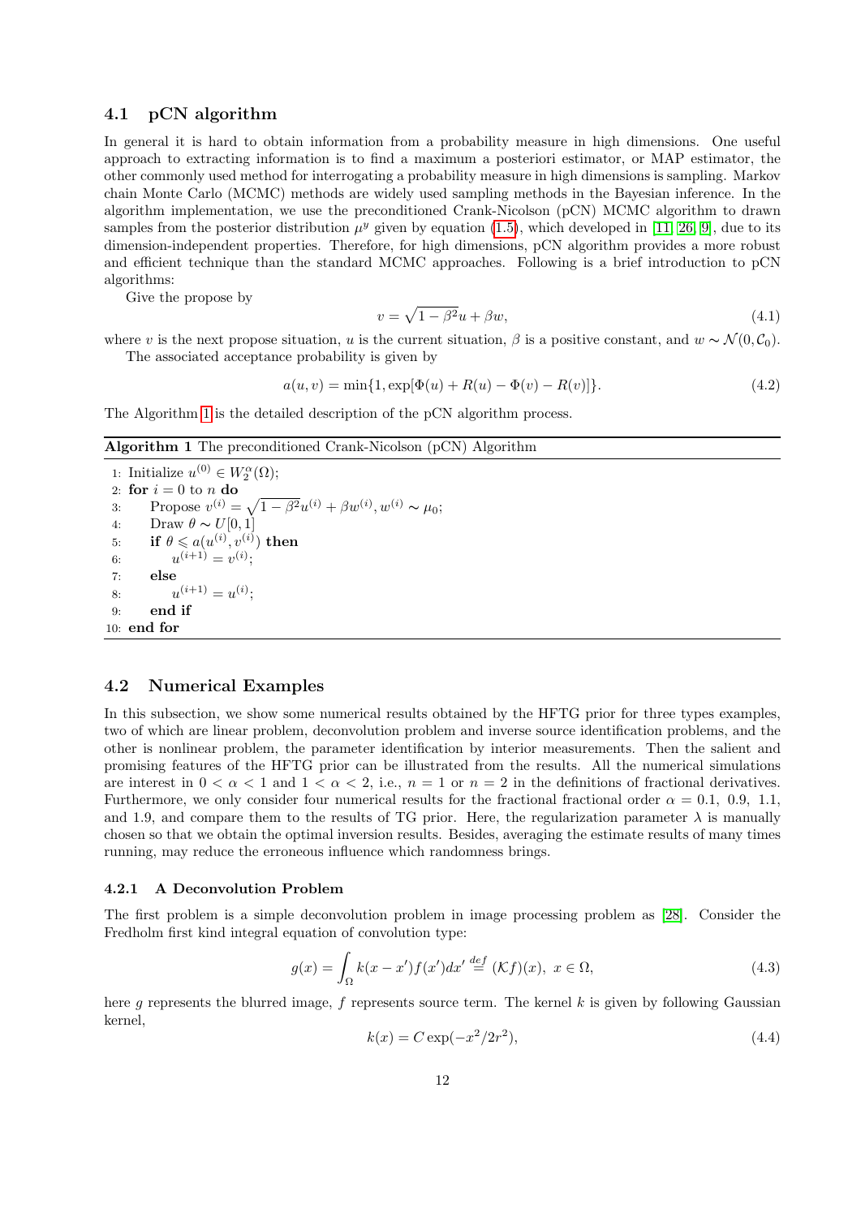### 4.1 pCN algorithm

In general it is hard to obtain information from a probability measure in high dimensions. One useful approach to extracting information is to find a maximum a posteriori estimator, or MAP estimator, the other commonly used method for interrogating a probability measure in high dimensions is sampling. Markov chain Monte Carlo (MCMC) methods are widely used sampling methods in the Bayesian inference. In the algorithm implementation, we use the preconditioned Crank-Nicolson (pCN) MCMC algorithm to drawn samples from the posterior distribution $\mu^y$ given by equation (1.5), which developed in [11, 26, 9], due to its dimension-independent properties. Therefore, for high dimensions, pCN algorithm provides a more robust and efficient technique than the standard MCMC approaches. Following is a brief introduction to pCN algorithms:

Give the propose by

$$v = \sqrt{1-\beta^2}u + \beta w, \tag{4.1}$$

where $v$ is the next propose situation, $u$ is the current situation, $\beta$ is a positive constant, and $w \sim \mathcal{N}(0, \mathcal{C}_0)$.

The associated acceptance probability is given by

$$a(u, v) = \min\{1, \exp[\Phi(u) + R(u) - \Phi(v) - R(v)]\}. \tag{4.2}$$

The Algorithm 1 is the detailed description of the pCN algorithm process.

**Algorithm 1** The preconditioned Crank-Nicolson (pCN) Algorithm

1: Initialize $u^{(0)} \in W_2^\alpha(\Omega)$;
2: **for** $i = 0$ to $n$ **do**
3: Propose $v^{(i)} = \sqrt{1-\beta^2}u^{(i)} + \beta w^{(i)}, w^{(i)} \sim \mu_0$;
4: Draw $\theta \sim U[0, 1]$
5: **if** $\theta \leqslant a(u^{(i)}, v^{(i)})$ **then**
6: $u^{(i+1)} = v^{(i)}$;
7: **else**
8: $u^{(i+1)} = u^{(i)}$;
9: **end if**
10: **end for**

### 4.2 Numerical Examples

In this subsection, we show some numerical results obtained by the HFTG prior for three types examples, two of which are linear problem, deconvolution problem and inverse source identification problems, and the other is nonlinear problem, the parameter identification by interior measurements. Then the salient and promising features of the HFTG prior can be illustrated from the results. All the numerical simulations are interest in $0 < \alpha < 1$ and $1 < \alpha < 2$, i.e., $n = 1$ or $n = 2$ in the definitions of fractional derivatives. Furthermore, we only consider four numerical results for the fractional fractional order $\alpha = 0.1$, $0.9$, $1.1$, and $1.9$, and compare them to the results of TG prior. Here, the regularization parameter $\lambda$ is manually chosen so that we obtain the optimal inversion results. Besides, averaging the estimate results of many times running, may reduce the erroneous influence which randomness brings.

#### 4.2.1 A Deconvolution Problem

The first problem is a simple deconvolution problem in image processing problem as [28]. Consider the Fredholm first kind integral equation of convolution type:

$$g(x) = \int_\Omega k(x - x')f(x')dx' \stackrel{def}{=} (\mathcal{K}f)(x),\ x \in \Omega, \tag{4.3}$$

here $g$ represents the blurred image, $f$ represents source term. The kernel $k$ is given by following Gaussian kernel,

$$k(x) = C\exp(-x^2/2r^2), \tag{4.4}$$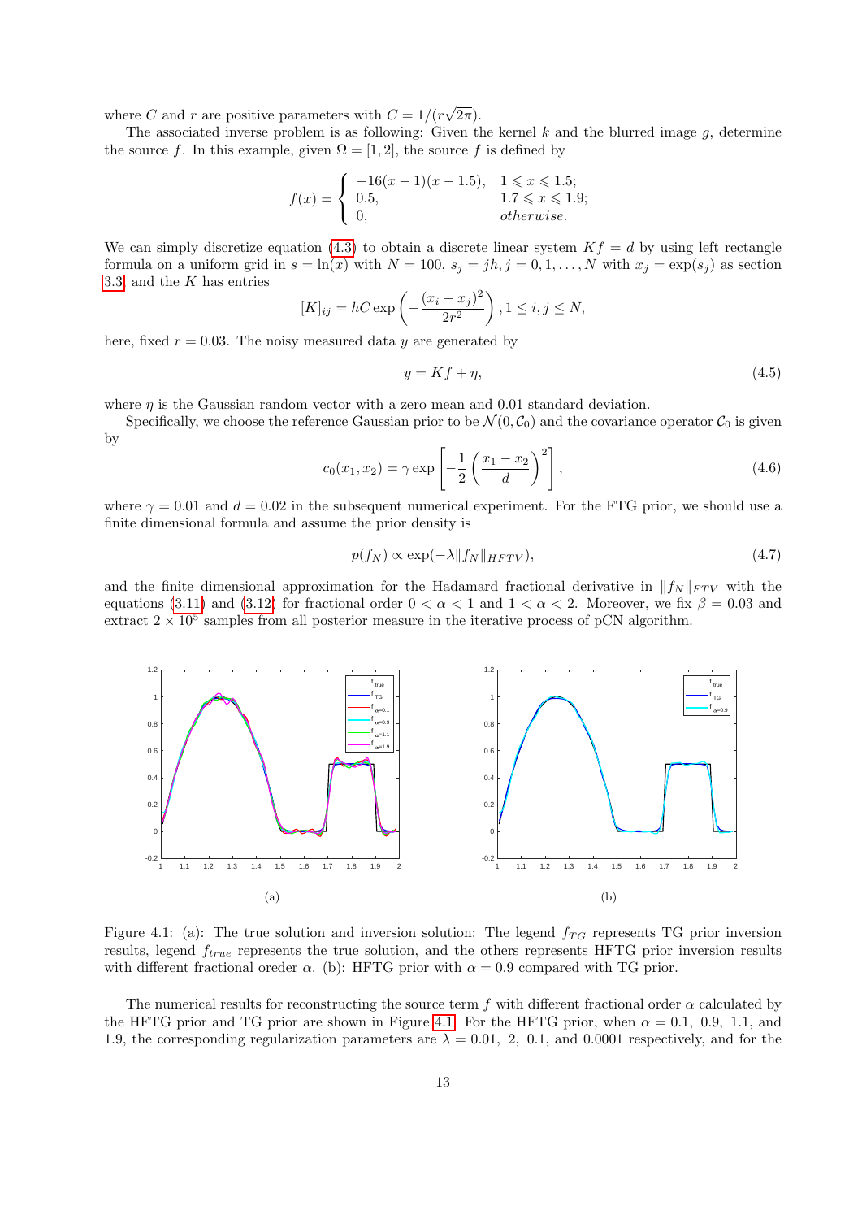where $C$ and $r$ are positive parameters with $C = 1/(r\sqrt{2\pi})$.

The associated inverse problem is as following: Given the kernel $k$ and the blurred image $g$, determine the source $f$. In this example, given $\Omega = [1, 2]$, the source $f$ is defined by

$$f(x) = \begin{cases} -16(x-1)(x-1.5), & 1 \leqslant x \leqslant 1.5; \\ 0.5, & 1.7 \leqslant x \leqslant 1.9; \\ 0, & otherwise. \end{cases}$$

We can simply discretize equation (4.3) to obtain a discrete linear system $Kf = d$ by using left rectangle formula on a uniform grid in $s = \ln(x)$ with $N = 100$, $s_j = jh, j = 0, 1, \ldots, N$ with $x_j = \exp(s_j)$ as section 3.3 and the $K$ has entries

$$[K]_{ij} = hC \exp\left(-\frac{(x_i - x_j)^2}{2r^2}\right), 1 \leq i, j \leq N,$$

here, fixed $r = 0.03$. The noisy measured data $y$ are generated by

$$y = Kf + \eta, \tag{4.5}$$

where $\eta$ is the Gaussian random vector with a zero mean and 0.01 standard deviation.

Specifically, we choose the reference Gaussian prior to be $\mathcal{N}(0, \mathcal{C}_0)$ and the covariance operator $\mathcal{C}_0$ is given by

$$c_0(x_1, x_2) = \gamma \exp\left[-\frac{1}{2}\left(\frac{x_1 - x_2}{d}\right)^2\right], \tag{4.6}$$

where $\gamma = 0.01$ and $d = 0.02$ in the subsequent numerical experiment. For the FTG prior, we should use a finite dimensional formula and assume the prior density is

$$p(f_N) \propto \exp(-\lambda \|f_N\|_{HFTV}), \tag{4.7}$$

and the finite dimensional approximation for the Hadamard fractional derivative in $\|f_N\|_{FTV}$ with the equations (3.11) and (3.12) for fractional order $0 < \alpha < 1$ and $1 < \alpha < 2$. Moreover, we fix $\beta = 0.03$ and extract $2 \times 10^5$ samples from all posterior measure in the iterative process of pCN algorithm.

(a)

(b)

Figure 4.1: (a): The true solution and inversion solution: The legend $f_{TG}$ represents TG prior inversion results, legend $f_{true}$ represents the true solution, and the others represents HFTG prior inversion results with different fractional oreder $\alpha$. (b): HFTG prior with $\alpha = 0.9$ compared with TG prior.

The numerical results for reconstructing the source term $f$ with different fractional order $\alpha$ calculated by the HFTG prior and TG prior are shown in Figure 4.1. For the HFTG prior, when $\alpha = 0.1$, 0.9, 1.1, and 1.9, the corresponding regularization parameters are $\lambda = 0.01$, 2, 0.1, and 0.0001 respectively, and for the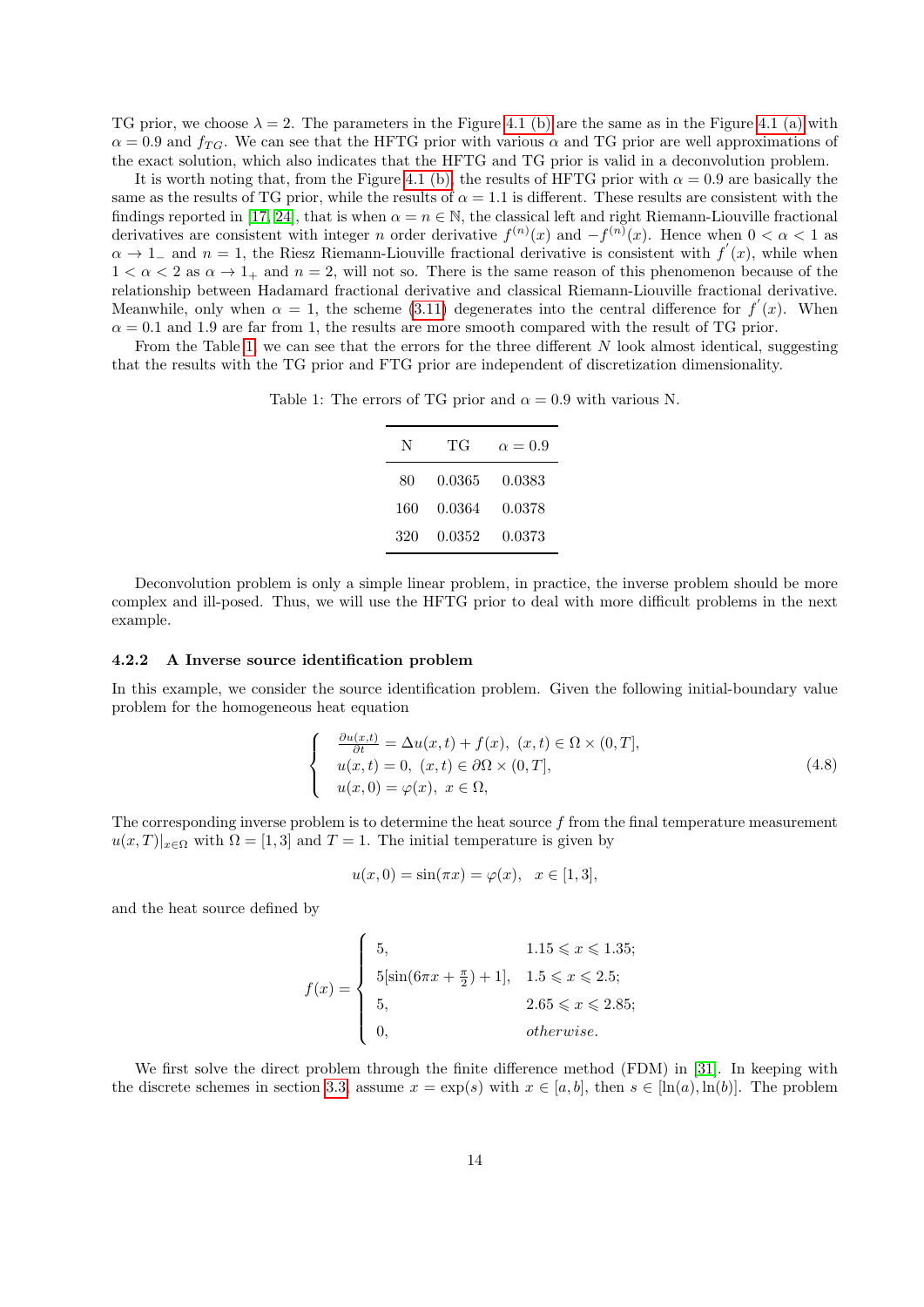TG prior, we choose $\lambda = 2$. The parameters in the Figure 4.1 (b) are the same as in the Figure 4.1 (a) with $\alpha = 0.9$ and $f_{TG}$. We can see that the HFTG prior with various $\alpha$ and TG prior are well approximations of the exact solution, which also indicates that the HFTG and TG prior is valid in a deconvolution problem.

It is worth noting that, from the Figure 4.1 (b), the results of HFTG prior with $\alpha = 0.9$ are basically the same as the results of TG prior, while the results of $\alpha = 1.1$ is different. These results are consistent with the findings reported in [17, 24], that is when $\alpha = n \in \mathbb{N}$, the classical left and right Riemann-Liouville fractional derivatives are consistent with integer $n$ order derivative $f^{(n)}(x)$ and $-f^{(n)}(x)$. Hence when $0 < \alpha < 1$ as $\alpha \to 1_-$ and $n = 1$, the Riesz Riemann-Liouville fractional derivative is consistent with $f^{'}(x)$, while when $1 < \alpha < 2$ as $\alpha \to 1_+$ and $n = 2$, will not so. There is the same reason of this phenomenon because of the relationship between Hadamard fractional derivative and classical Riemann-Liouville fractional derivative. Meanwhile, only when $\alpha = 1$, the scheme (3.11) degenerates into the central difference for $f^{'}(x)$. When $\alpha = 0.1$ and 1.9 are far from 1, the results are more smooth compared with the result of TG prior.

From the Table 1, we can see that the errors for the three different $N$ look almost identical, suggesting that the results with the TG prior and FTG prior are independent of discretization dimensionality.

Table 1: The errors of TG prior and $\alpha = 0.9$ with various N.

| N | TG | $\alpha = 0.9$ |
|---|---|---|
| 80 | 0.0365 | 0.0383 |
| 160 | 0.0364 | 0.0378 |
| 320 | 0.0352 | 0.0373 |

Deconvolution problem is only a simple linear problem, in practice, the inverse problem should be more complex and ill-posed. Thus, we will use the HFTG prior to deal with more difficult problems in the next example.

### 4.2.2 A Inverse source identification problem

In this example, we consider the source identification problem. Given the following initial-boundary value problem for the homogeneous heat equation

$$
\begin{cases}
\frac{\partial u(x,t)}{\partial t} = \Delta u(x,t) + f(x), \ (x,t) \in \Omega \times (0,T], \\
u(x,t) = 0, \ (x,t) \in \partial\Omega \times (0,T], \\
u(x,0) = \varphi(x), \ x \in \Omega,
\end{cases}
\tag{4.8}
$$

The corresponding inverse problem is to determine the heat source $f$ from the final temperature measurement $u(x,T)|_{x\in\Omega}$ with $\Omega = [1,3]$ and $T = 1$. The initial temperature is given by

$$
u(x,0) = \sin(\pi x) = \varphi(x), \quad x \in [1,3],
$$

and the heat source defined by

$$
f(x) = \begin{cases}
5, & 1.15 \leqslant x \leqslant 1.35; \\
5[\sin(6\pi x + \frac{\pi}{2}) + 1], & 1.5 \leqslant x \leqslant 2.5; \\
5, & 2.65 \leqslant x \leqslant 2.85; \\
0, & \textit{otherwise}.
\end{cases}
$$

We first solve the direct problem through the finite difference method (FDM) in [31]. In keeping with the discrete schemes in section 3.3, assume $x = \exp(s)$ with $x \in [a,b]$, then $s \in [\ln(a), \ln(b)]$. The problem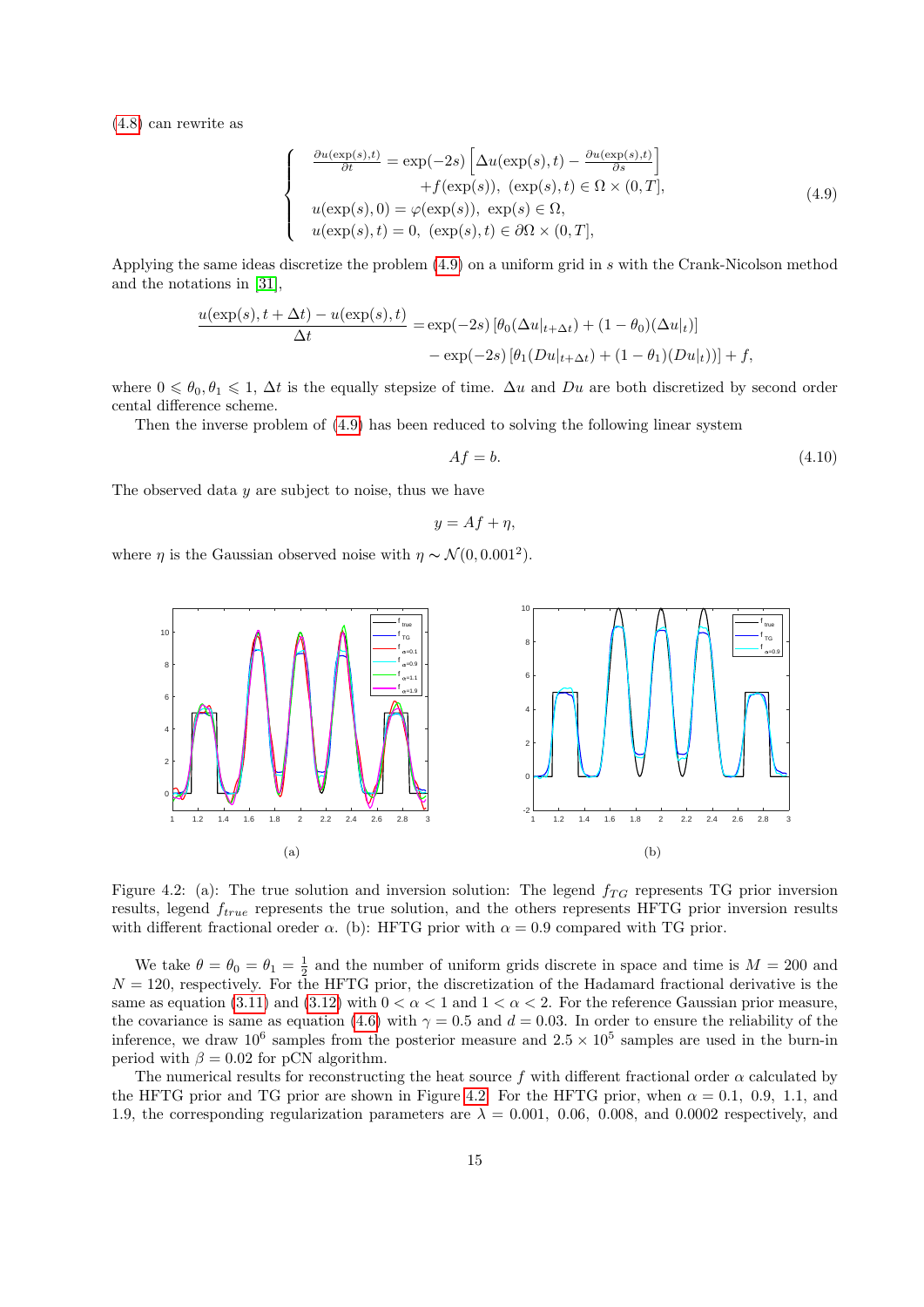(4.8) can rewrite as

$$
\begin{cases}
\frac{\partial u(\exp(s),t)}{\partial t} = \exp(-2s)\left[\Delta u(\exp(s),t) - \frac{\partial u(\exp(s),t)}{\partial s}\right] \\
\qquad\qquad +f(\exp(s)),\ (\exp(s),t) \in \Omega \times (0,T], \\
u(\exp(s),0) = \varphi(\exp(s)),\ \exp(s) \in \Omega, \\
u(\exp(s),t) = 0,\ (\exp(s),t) \in \partial\Omega \times (0,T],
\end{cases}
\tag{4.9}
$$

Applying the same ideas discretize the problem (4.9) on a uniform grid in $s$ with the Crank-Nicolson method and the notations in [31],

$$
\begin{aligned}
\frac{u(\exp(s),t+\Delta t) - u(\exp(s),t)}{\Delta t} &= \exp(-2s)\left[\theta_0(\Delta u|_{t+\Delta t}) + (1-\theta_0)(\Delta u|_t)\right] \\
&\quad - \exp(-2s)\left[\theta_1(Du|_{t+\Delta t}) + (1-\theta_1)(Du|_t))\right] + f,
\end{aligned}
$$

where $0 \leqslant \theta_0, \theta_1 \leqslant 1$, $\Delta t$ is the equally stepsize of time. $\Delta u$ and $Du$ are both discretized by second order cental difference scheme.

Then the inverse problem of (4.9) has been reduced to solving the following linear system

$$
Af = b. \tag{4.10}
$$

The observed data $y$ are subject to noise, thus we have

$$
y = Af + \eta,
$$

where $\eta$ is the Gaussian observed noise with $\eta \sim \mathcal{N}(0, 0.001^2)$.

Figure 4.2: (a): The true solution and inversion solution: The legend $f_{TG}$ represents TG prior inversion results, legend $f_{true}$ represents the true solution, and the others represents HFTG prior inversion results with different fractional oreder $\alpha$. (b): HFTG prior with $\alpha = 0.9$ compared with TG prior.

We take $\theta = \theta_0 = \theta_1 = \frac{1}{2}$ and the number of uniform grids discrete in space and time is $M = 200$ and $N = 120$, respectively. For the HFTG prior, the discretization of the Hadamard fractional derivative is the same as equation (3.11) and (3.12) with $0 < \alpha < 1$ and $1 < \alpha < 2$. For the reference Gaussian prior measure, the covariance is same as equation (4.6) with $\gamma = 0.5$ and $d = 0.03$. In order to ensure the reliability of the inference, we draw $10^6$ samples from the posterior measure and $2.5 \times 10^5$ samples are used in the burn-in period with $\beta = 0.02$ for pCN algorithm.

The numerical results for reconstructing the heat source $f$ with different fractional order $\alpha$ calculated by the HFTG prior and TG prior are shown in Figure 4.2. For the HFTG prior, when $\alpha = 0.1$, $0.9$, $1.1$, and $1.9$, the corresponding regularization parameters are $\lambda = 0.001$, $0.06$, $0.008$, and $0.0002$ respectively, and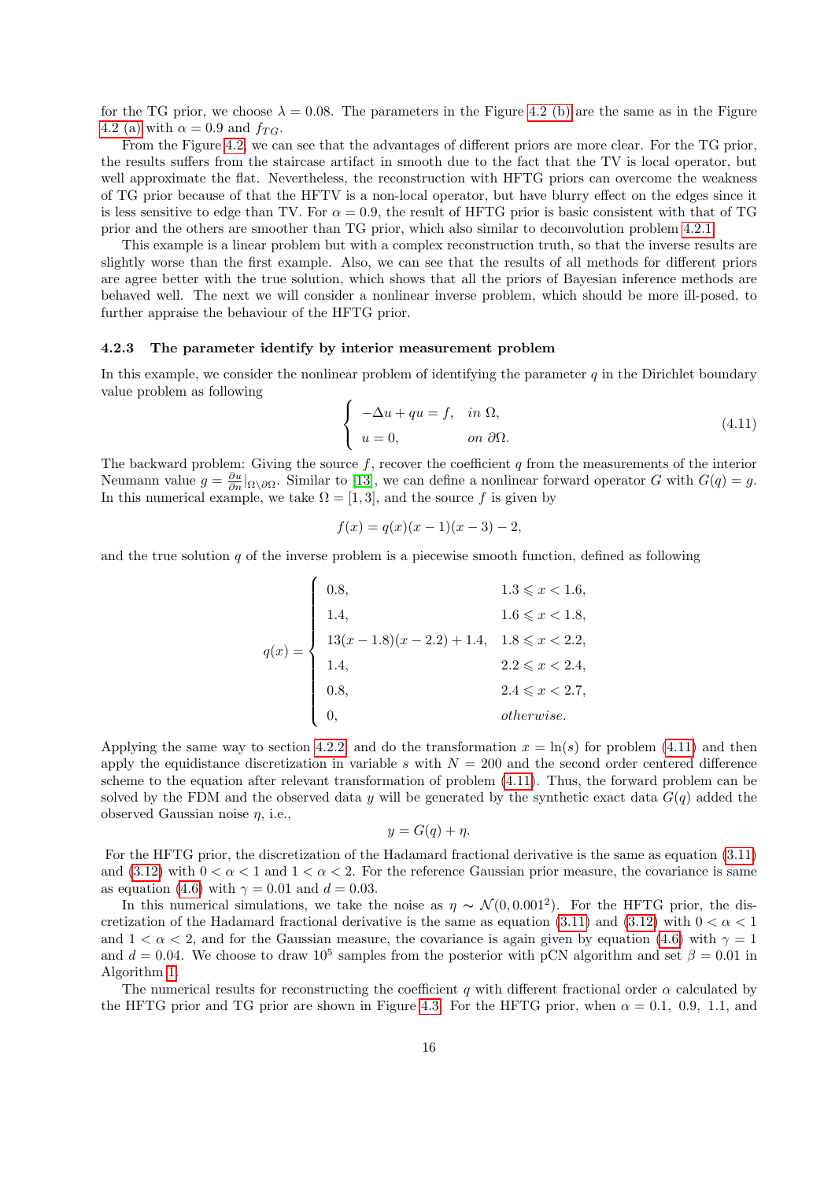for the TG prior, we choose $\lambda = 0.08$. The parameters in the Figure 4.2 (b) are the same as in the Figure 4.2 (a) with $\alpha = 0.9$ and $f_{TG}$.

From the Figure 4.2, we can see that the advantages of different priors are more clear. For the TG prior, the results suffers from the staircase artifact in smooth due to the fact that the TV is local operator, but well approximate the flat. Nevertheless, the reconstruction with HFTG priors can overcome the weakness of TG prior because of that the HFTV is a non-local operator, but have blurry effect on the edges since it is less sensitive to edge than TV. For $\alpha = 0.9$, the result of HFTG prior is basic consistent with that of TG prior and the others are smoother than TG prior, which also similar to deconvolution problem 4.2.1.

This example is a linear problem but with a complex reconstruction truth, so that the inverse results are slightly worse than the first example. Also, we can see that the results of all methods for different priors are agree better with the true solution, which shows that all the priors of Bayesian inference methods are behaved well. The next we will consider a nonlinear inverse problem, which should be more ill-posed, to further appraise the behaviour of the HFTG prior.

### 4.2.3 The parameter identify by interior measurement problem

In this example, we consider the nonlinear problem of identifying the parameter $q$ in the Dirichlet boundary value problem as following

$$
\begin{cases}
-\Delta u + qu = f, & \textit{in } \Omega, \\
u = 0, & \textit{on } \partial\Omega.
\end{cases}
\tag{4.11}
$$

The backward problem: Giving the source $f$, recover the coefficient $q$ from the measurements of the interior Neumann value $g = \frac{\partial u}{\partial n}|_{\Omega\setminus\partial\Omega}$. Similar to [13], we can define a nonlinear forward operator $G$ with $G(q) = g$. In this numerical example, we take $\Omega = [1, 3]$, and the source $f$ is given by

$$
f(x) = q(x)(x-1)(x-3) - 2,
$$

and the true solution $q$ of the inverse problem is a piecewise smooth function, defined as following

$$
q(x) = \begin{cases}
0.8, & 1.3 \leqslant x < 1.6, \\
1.4, & 1.6 \leqslant x < 1.8, \\
13(x-1.8)(x-2.2) + 1.4, & 1.8 \leqslant x < 2.2, \\
1.4, & 2.2 \leqslant x < 2.4, \\
0.8, & 2.4 \leqslant x < 2.7, \\
0, & \textit{otherwise}.
\end{cases}
$$

Applying the same way to section 4.2.2 and do the transformation $x = \ln(s)$ for problem (4.11) and then apply the equidistance discretization in variable $s$ with $N = 200$ and the second order centered difference scheme to the equation after relevant transformation of problem (4.11). Thus, the forward problem can be solved by the FDM and the observed data $y$ will be generated by the synthetic exact data $G(q)$ added the observed Gaussian noise $\eta$, i.e.,

$$
y = G(q) + \eta.
$$

For the HFTG prior, the discretization of the Hadamard fractional derivative is the same as equation (3.11) and (3.12) with $0 < \alpha < 1$ and $1 < \alpha < 2$. For the reference Gaussian prior measure, the covariance is same as equation (4.6) with $\gamma = 0.01$ and $d = 0.03$.

In this numerical simulations, we take the noise as $\eta \sim \mathcal{N}(0, 0.001^2)$. For the HFTG prior, the discretization of the Hadamard fractional derivative is the same as equation (3.11) and (3.12) with $0 < \alpha < 1$ and $1 < \alpha < 2$, and for the Gaussian measure, the covariance is again given by equation (4.6) with $\gamma = 1$ and $d = 0.04$. We choose to draw $10^5$ samples from the posterior with pCN algorithm and set $\beta = 0.01$ in Algorithm 1.

The numerical results for reconstructing the coefficient $q$ with different fractional order $\alpha$ calculated by the HFTG prior and TG prior are shown in Figure 4.3. For the HFTG prior, when $\alpha = 0.1,\ 0.9,\ 1.1$, and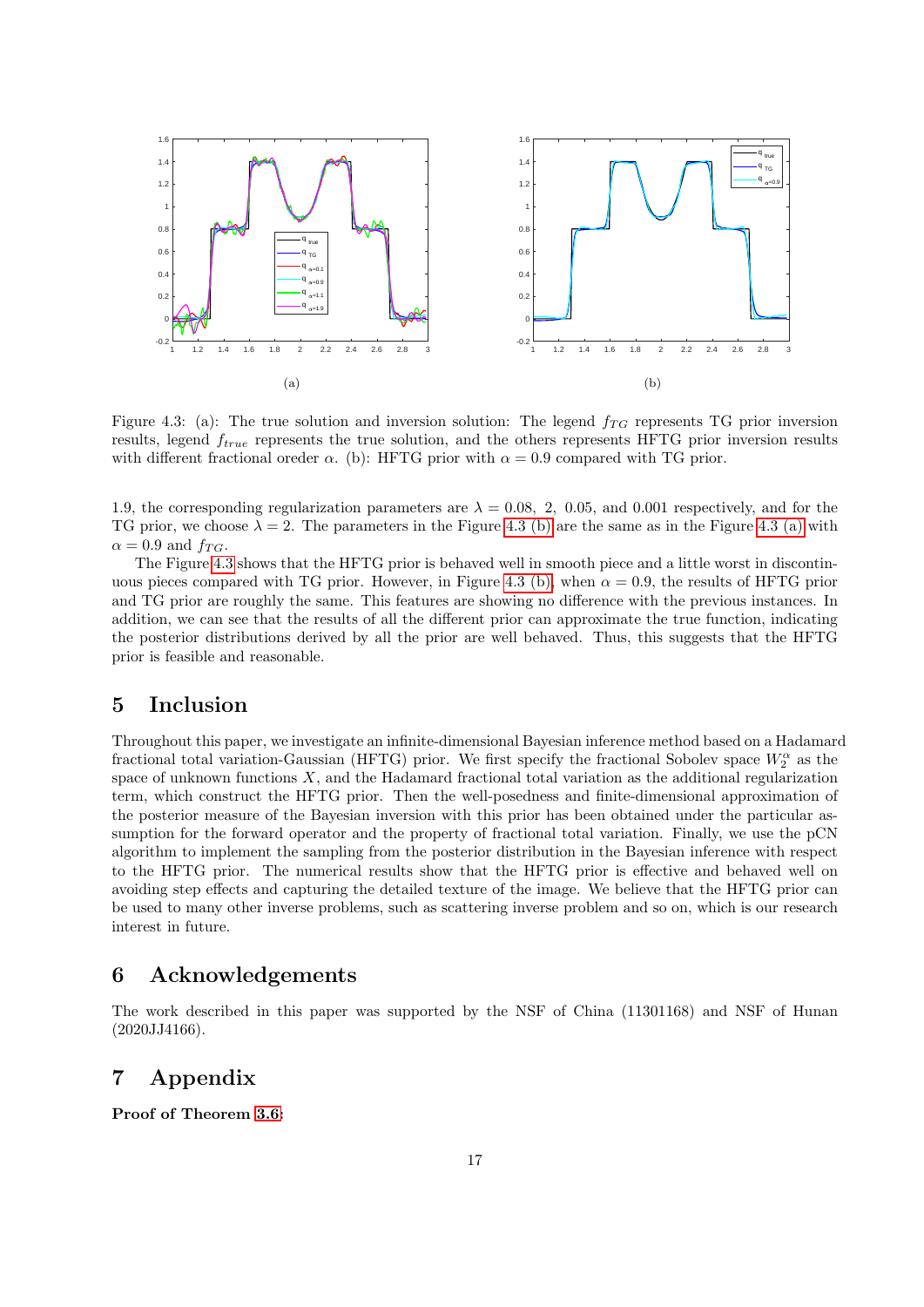(a)

(b)

Figure 4.3: (a): The true solution and inversion solution: The legend $f_{TG}$ represents TG prior inversion results, legend $f_{true}$ represents the true solution, and the others represents HFTG prior inversion results with different fractional oreder $\alpha$. (b): HFTG prior with $\alpha = 0.9$ compared with TG prior.

1.9, the corresponding regularization parameters are $\lambda = 0.08,\ 2,\ 0.05$, and 0.001 respectively, and for the TG prior, we choose $\lambda = 2$. The parameters in the Figure 4.3 (b) are the same as in the Figure 4.3 (a) with $\alpha = 0.9$ and $f_{TG}$.

The Figure 4.3 shows that the HFTG prior is behaved well in smooth piece and a little worst in discontinuous pieces compared with TG prior. However, in Figure 4.3 (b), when $\alpha = 0.9$, the results of HFTG prior and TG prior are roughly the same. This features are showing no difference with the previous instances. In addition, we can see that the results of all the different prior can approximate the true function, indicating the posterior distributions derived by all the prior are well behaved. Thus, this suggests that the HFTG prior is feasible and reasonable.

## 5 Inclusion

Throughout this paper, we investigate an infinite-dimensional Bayesian inference method based on a Hadamard fractional total variation-Gaussian (HFTG) prior. We first specify the fractional Sobolev space $W_2^{\alpha}$ as the space of unknown functions $X$, and the Hadamard fractional total variation as the additional regularization term, which construct the HFTG prior. Then the well-posedness and finite-dimensional approximation of the posterior measure of the Bayesian inversion with this prior has been obtained under the particular assumption for the forward operator and the property of fractional total variation. Finally, we use the pCN algorithm to implement the sampling from the posterior distribution in the Bayesian inference with respect to the HFTG prior. The numerical results show that the HFTG prior is effective and behaved well on avoiding step effects and capturing the detailed texture of the image. We believe that the HFTG prior can be used to many other inverse problems, such as scattering inverse problem and so on, which is our research interest in future.

## 6 Acknowledgements

The work described in this paper was supported by the NSF of China (11301168) and NSF of Hunan (2020JJ4166).

## 7 Appendix

**Proof of Theorem 3.6:**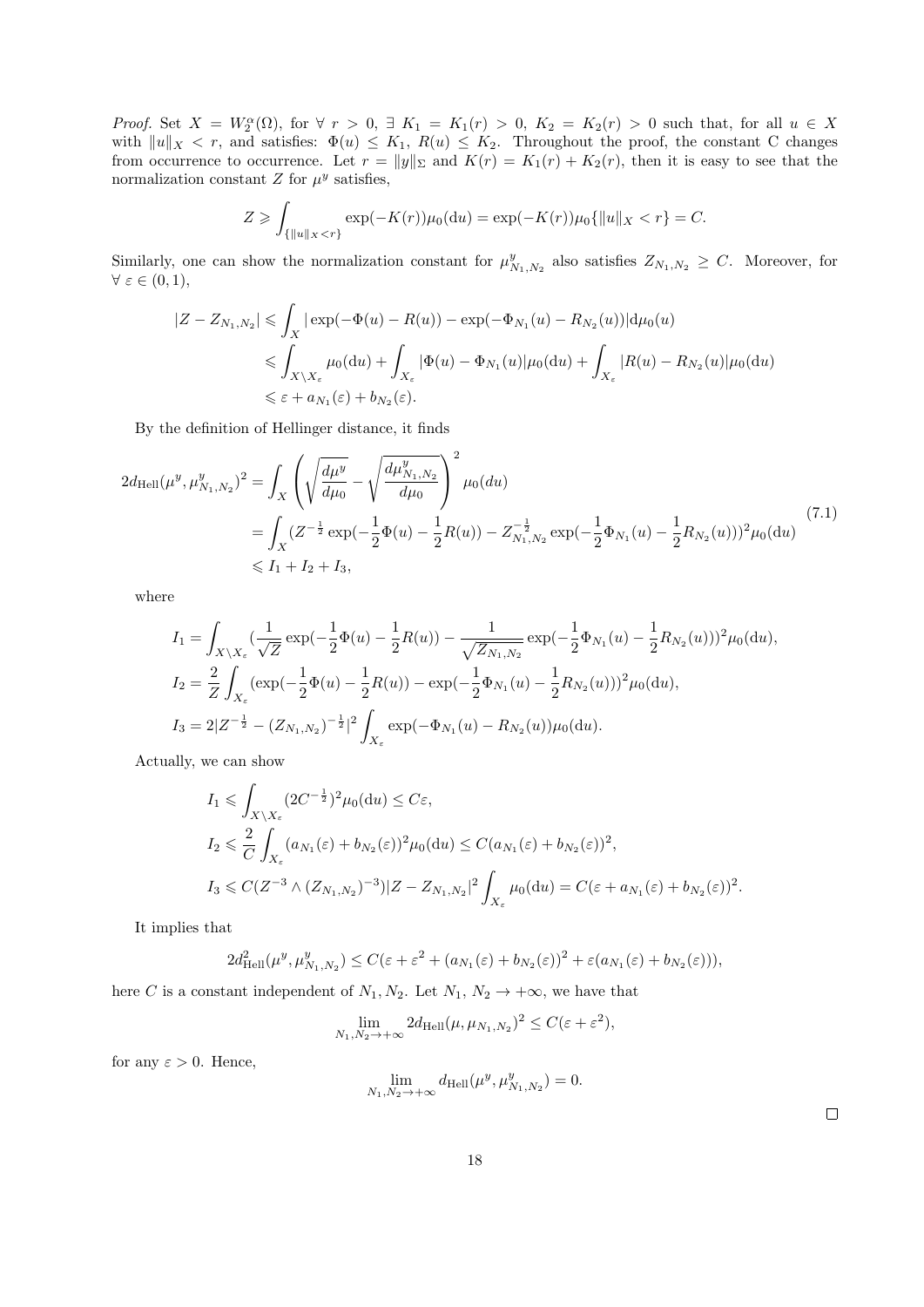*Proof.* Set $X = W_2^\alpha(\Omega)$, for $\forall\ r > 0$, $\exists\ K_1 = K_1(r) > 0$, $K_2 = K_2(r) > 0$ such that, for all $u \in X$ with $\|u\|_X < r$, and satisfies: $\Phi(u) \leq K_1$, $R(u) \leq K_2$. Throughout the proof, the constant C changes from occurrence to occurrence. Let $r = \|y\|_\Sigma$ and $K(r) = K_1(r) + K_2(r)$, then it is easy to see that the normalization constant $Z$ for $\mu^y$ satisfies,

$$
Z \geqslant \int_{\{\|u\|_X < r\}} \exp(-K(r))\mu_0(\mathrm{d}u) = \exp(-K(r))\mu_0\{\|u\|_X < r\} = C.
$$

Similarly, one can show the normalization constant for $\mu^y_{N_1,N_2}$ also satisfies $Z_{N_1,N_2} \geq C$. Moreover, for $\forall\ \varepsilon \in (0,1)$,

$$
\begin{aligned}
|Z - Z_{N_1,N_2}| &\leqslant \int_X |\exp(-\Phi(u) - R(u)) - \exp(-\Phi_{N_1}(u) - R_{N_2}(u))| \mathrm{d}\mu_0(u) \\
&\leqslant \int_{X\setminus X_\varepsilon} \mu_0(\mathrm{d}u) + \int_{X_\varepsilon} |\Phi(u) - \Phi_{N_1}(u)|\mu_0(\mathrm{d}u) + \int_{X_\varepsilon} |R(u) - R_{N_2}(u)|\mu_0(\mathrm{d}u) \\
&\leqslant \varepsilon + a_{N_1}(\varepsilon) + b_{N_2}(\varepsilon).
\end{aligned}
$$

By the definition of Hellinger distance, it finds

$$
\begin{aligned}
2d_{\mathrm{Hell}}(\mu^y, \mu^y_{N_1,N_2})^2 &= \int_X \left( \sqrt{\frac{d\mu^y}{d\mu_0}} - \sqrt{\frac{d\mu^y_{N_1,N_2}}{d\mu_0}} \right)^2 \mu_0(du) \\
&= \int_X (Z^{-\frac{1}{2}} \exp(-\frac{1}{2}\Phi(u) - \frac{1}{2}R(u)) - Z_{N_1,N_2}^{-\frac{1}{2}} \exp(-\frac{1}{2}\Phi_{N_1}(u) - \frac{1}{2}R_{N_2}(u)))^2 \mu_0(\mathrm{d}u) \\
&\leqslant I_1 + I_2 + I_3,
\end{aligned}
\tag{7.1}
$$

where

$$
\begin{aligned}
I_1 &= \int_{X\setminus X_\varepsilon} (\frac{1}{\sqrt{Z}} \exp(-\frac{1}{2}\Phi(u) - \frac{1}{2}R(u)) - \frac{1}{\sqrt{Z_{N_1,N_2}}} \exp(-\frac{1}{2}\Phi_{N_1}(u) - \frac{1}{2}R_{N_2}(u)))^2 \mu_0(\mathrm{d}u), \\
I_2 &= \frac{2}{Z} \int_{X_\varepsilon} (\exp(-\frac{1}{2}\Phi(u) - \frac{1}{2}R(u)) - \exp(-\frac{1}{2}\Phi_{N_1}(u) - \frac{1}{2}R_{N_2}(u)))^2 \mu_0(\mathrm{d}u), \\
I_3 &= 2|Z^{-\frac{1}{2}} - (Z_{N_1,N_2})^{-\frac{1}{2}}|^2 \int_{X_\varepsilon} \exp(-\Phi_{N_1}(u) - R_{N_2}(u))\mu_0(\mathrm{d}u).
\end{aligned}
$$

Actually, we can show

$$
\begin{aligned}
I_1 &\leqslant \int_{X\setminus X_\varepsilon} (2C^{-\frac{1}{2}})^2 \mu_0(\mathrm{d}u) \leq C\varepsilon, \\
I_2 &\leqslant \frac{2}{C} \int_{X_\varepsilon} (a_{N_1}(\varepsilon) + b_{N_2}(\varepsilon))^2 \mu_0(\mathrm{d}u) \leq C(a_{N_1}(\varepsilon) + b_{N_2}(\varepsilon))^2, \\
I_3 &\leqslant C(Z^{-3} \wedge (Z_{N_1,N_2})^{-3})|Z - Z_{N_1,N_2}|^2 \int_{X_\varepsilon} \mu_0(\mathrm{d}u) = C(\varepsilon + a_{N_1}(\varepsilon) + b_{N_2}(\varepsilon))^2.
\end{aligned}
$$

It implies that

$$
2d^2_{\mathrm{Hell}}(\mu^y, \mu^y_{N_1,N_2}) \leq C(\varepsilon + \varepsilon^2 + (a_{N_1}(\varepsilon) + b_{N_2}(\varepsilon))^2 + \varepsilon(a_{N_1}(\varepsilon) + b_{N_2}(\varepsilon))),
$$

here $C$ is a constant independent of $N_1, N_2$. Let $N_1$, $N_2 \to +\infty$, we have that

$$
\lim_{N_1,N_2\to+\infty} 2d_{\mathrm{Hell}}(\mu, \mu_{N_1,N_2})^2 \leq C(\varepsilon + \varepsilon^2),
$$

for any $\varepsilon > 0$. Hence,

$$
\lim_{N_1,N_2\to+\infty} d_{\mathrm{Hell}}(\mu^y, \mu^y_{N_1,N_2}) = 0.
$$

□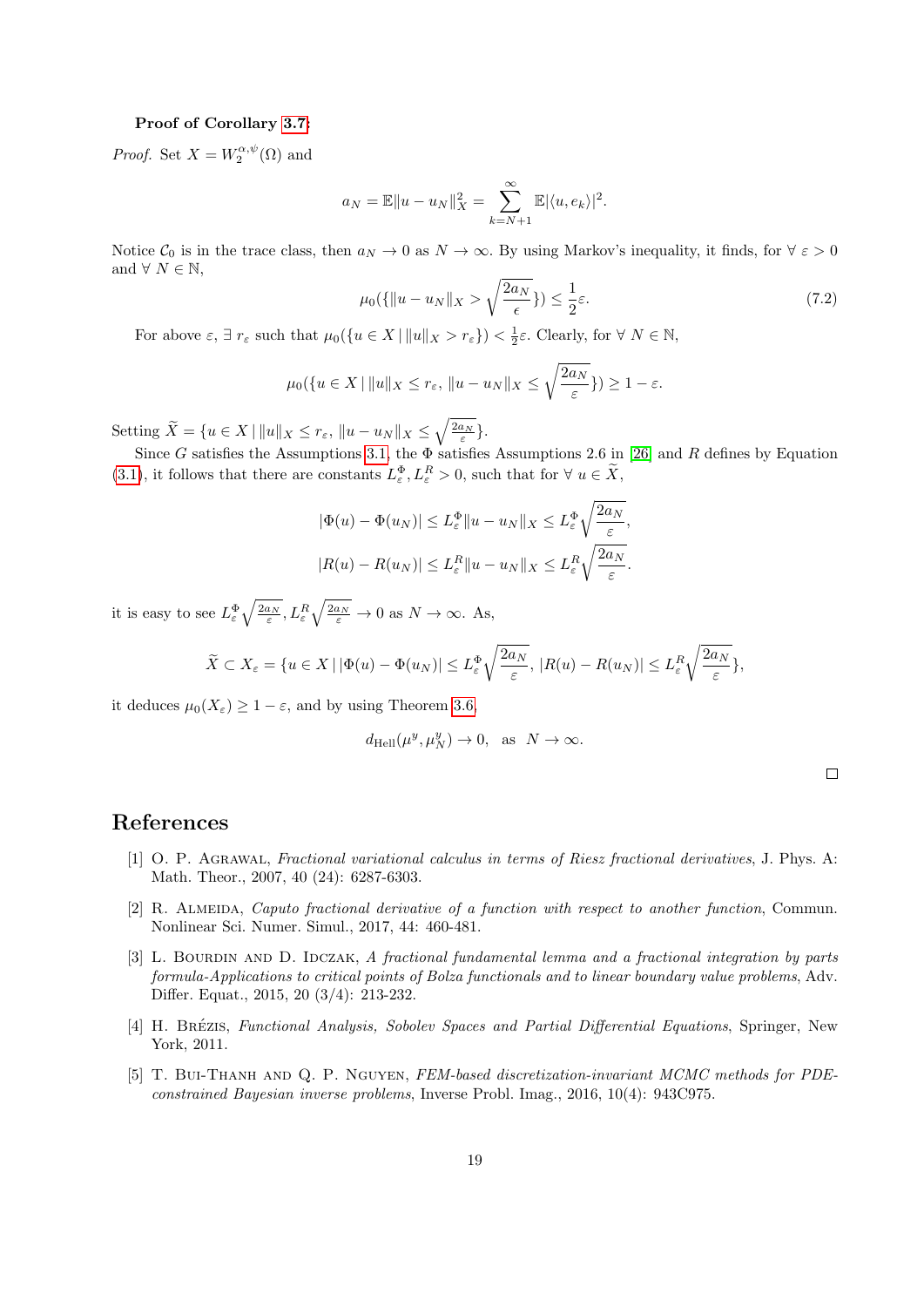**Proof of Corollary 3.7:**

*Proof.* Set $X = W_2^{\alpha,\psi}(\Omega)$ and

$$a_N = \mathbb{E}\|u - u_N\|_X^2 = \sum_{k=N+1}^{\infty} \mathbb{E}|\langle u, e_k\rangle|^2.$$

Notice $\mathcal{C}_0$ is in the trace class, then $a_N \to 0$ as $N \to \infty$. By using Markov's inequality, it finds, for $\forall\ \varepsilon > 0$ and $\forall\ N \in \mathbb{N}$,

$$\mu_0(\{\|u - u_N\|_X > \sqrt{\frac{2a_N}{\epsilon}}\}) \leq \frac{1}{2}\varepsilon. \tag{7.2}$$

For above $\varepsilon$, $\exists\ r_\varepsilon$ such that $\mu_0(\{u \in X \,|\, \|u\|_X > r_\varepsilon\}) < \frac{1}{2}\varepsilon$. Clearly, for $\forall\ N \in \mathbb{N}$,

$$\mu_0(\{u \in X \,|\, \|u\|_X \leq r_\varepsilon,\ \|u - u_N\|_X \leq \sqrt{\frac{2a_N}{\varepsilon}}\}) \geq 1 - \varepsilon.$$

Setting $\widetilde{X} = \{u \in X \,|\, \|u\|_X \leq r_\varepsilon,\ \|u - u_N\|_X \leq \sqrt{\frac{2a_N}{\varepsilon}}\}$.

Since $G$ satisfies the Assumptions 3.1, the $\Phi$ satisfies Assumptions 2.6 in [26] and $R$ defines by Equation (3.1), it follows that there are constants $L_\varepsilon^\Phi, L_\varepsilon^R > 0$, such that for $\forall\ u \in \widetilde{X}$,

$$|\Phi(u) - \Phi(u_N)| \leq L_\varepsilon^\Phi \|u - u_N\|_X \leq L_\varepsilon^\Phi \sqrt{\frac{2a_N}{\varepsilon}},$$

$$|R(u) - R(u_N)| \leq L_\varepsilon^R \|u - u_N\|_X \leq L_\varepsilon^R \sqrt{\frac{2a_N}{\varepsilon}}.$$

it is easy to see $L_\varepsilon^\Phi \sqrt{\frac{2a_N}{\varepsilon}}, L_\varepsilon^R \sqrt{\frac{2a_N}{\varepsilon}} \to 0$ as $N \to \infty$. As,

$$\widetilde{X} \subset X_\varepsilon = \{u \in X \,|\, |\Phi(u) - \Phi(u_N)| \leq L_\varepsilon^\Phi \sqrt{\frac{2a_N}{\varepsilon}},\ |R(u) - R(u_N)| \leq L_\varepsilon^R \sqrt{\frac{2a_N}{\varepsilon}}\},$$

it deduces $\mu_0(X_\varepsilon) \geq 1 - \varepsilon$, and by using Theorem 3.6,

$$d_{\text{Hell}}(\mu^y, \mu_N^y) \to 0, \quad \text{as} \quad N \to \infty.$$

□

# References

[1] O. P. Agrawal, *Fractional variational calculus in terms of Riesz fractional derivatives*, J. Phys. A: Math. Theor., 2007, 40 (24): 6287-6303.

[2] R. Almeida, *Caputo fractional derivative of a function with respect to another function*, Commun. Nonlinear Sci. Numer. Simul., 2017, 44: 460-481.

[3] L. Bourdin and D. Idczak, *A fractional fundamental lemma and a fractional integration by parts formula-Applications to critical points of Bolza functionals and to linear boundary value problems*, Adv. Differ. Equat., 2015, 20 (3/4): 213-232.

[4] H. Brézis, *Functional Analysis, Sobolev Spaces and Partial Differential Equations*, Springer, New York, 2011.

[5] T. Bui-Thanh and Q. P. Nguyen, *FEM-based discretization-invariant MCMC methods for PDE-constrained Bayesian inverse problems*, Inverse Probl. Imag., 2016, 10(4): 943C975.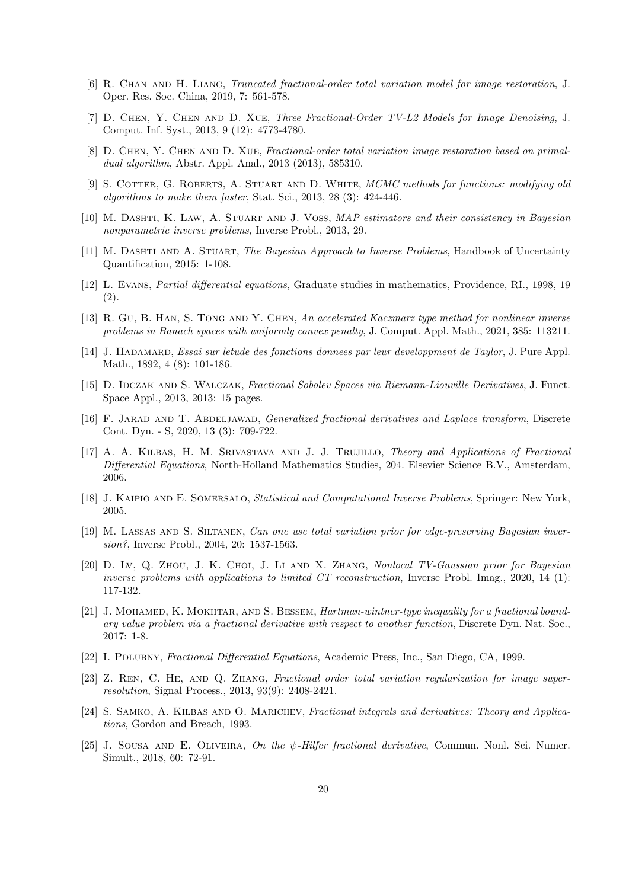[6] R. Chan and H. Liang, *Truncated fractional-order total variation model for image restoration*, J. Oper. Res. Soc. China, 2019, 7: 561-578.

[7] D. Chen, Y. Chen and D. Xue, *Three Fractional-Order TV-L2 Models for Image Denoising*, J. Comput. Inf. Syst., 2013, 9 (12): 4773-4780.

[8] D. Chen, Y. Chen and D. Xue, *Fractional-order total variation image restoration based on primal-dual algorithm*, Abstr. Appl. Anal., 2013 (2013), 585310.

[9] S. Cotter, G. Roberts, A. Stuart and D. White, *MCMC methods for functions: modifying old algorithms to make them faster*, Stat. Sci., 2013, 28 (3): 424-446.

[10] M. Dashti, K. Law, A. Stuart and J. Voss, *MAP estimators and their consistency in Bayesian nonparametric inverse problems*, Inverse Probl., 2013, 29.

[11] M. Dashti and A. Stuart, *The Bayesian Approach to Inverse Problems*, Handbook of Uncertainty Quantification, 2015: 1-108.

[12] L. Evans, *Partial differential equations*, Graduate studies in mathematics, Providence, RI., 1998, 19 (2).

[13] R. Gu, B. Han, S. Tong and Y. Chen, *An accelerated Kaczmarz type method for nonlinear inverse problems in Banach spaces with uniformly convex penalty*, J. Comput. Appl. Math., 2021, 385: 113211.

[14] J. Hadamard, *Essai sur letude des fonctions donnees par leur developpment de Taylor*, J. Pure Appl. Math., 1892, 4 (8): 101-186.

[15] D. Idczak and S. Walczak, *Fractional Sobolev Spaces via Riemann-Liouville Derivatives*, J. Funct. Space Appl., 2013, 2013: 15 pages.

[16] F. Jarad and T. Abdeljawad, *Generalized fractional derivatives and Laplace transform*, Discrete Cont. Dyn. - S, 2020, 13 (3): 709-722.

[17] A. A. Kilbas, H. M. Srivastava and J. J. Trujillo, *Theory and Applications of Fractional Differential Equations*, North-Holland Mathematics Studies, 204. Elsevier Science B.V., Amsterdam, 2006.

[18] J. Kaipio and E. Somersalo, *Statistical and Computational Inverse Problems*, Springer: New York, 2005.

[19] M. Lassas and S. Siltanen, *Can one use total variation prior for edge-preserving Bayesian inversion?*, Inverse Probl., 2004, 20: 1537-1563.

[20] D. Lv, Q. Zhou, J. K. Choi, J. Li and X. Zhang, *Nonlocal TV-Gaussian prior for Bayesian inverse problems with applications to limited CT reconstruction*, Inverse Probl. Imag., 2020, 14 (1): 117-132.

[21] J. Mohamed, K. Mokhtar, and S. Bessem, *Hartman-wintner-type inequality for a fractional boundary value problem via a fractional derivative with respect to another function*, Discrete Dyn. Nat. Soc., 2017: 1-8.

[22] I. Pdlubny, *Fractional Differential Equations*, Academic Press, Inc., San Diego, CA, 1999.

[23] Z. Ren, C. He, and Q. Zhang, *Fractional order total variation regularization for image super-resolution*, Signal Process., 2013, 93(9): 2408-2421.

[24] S. Samko, A. Kilbas and O. Marichev, *Fractional integrals and derivatives: Theory and Applications*, Gordon and Breach, 1993.

[25] J. Sousa and E. Oliveira, *On the $\psi$-Hilfer fractional derivative*, Commun. Nonl. Sci. Numer. Simult., 2018, 60: 72-91.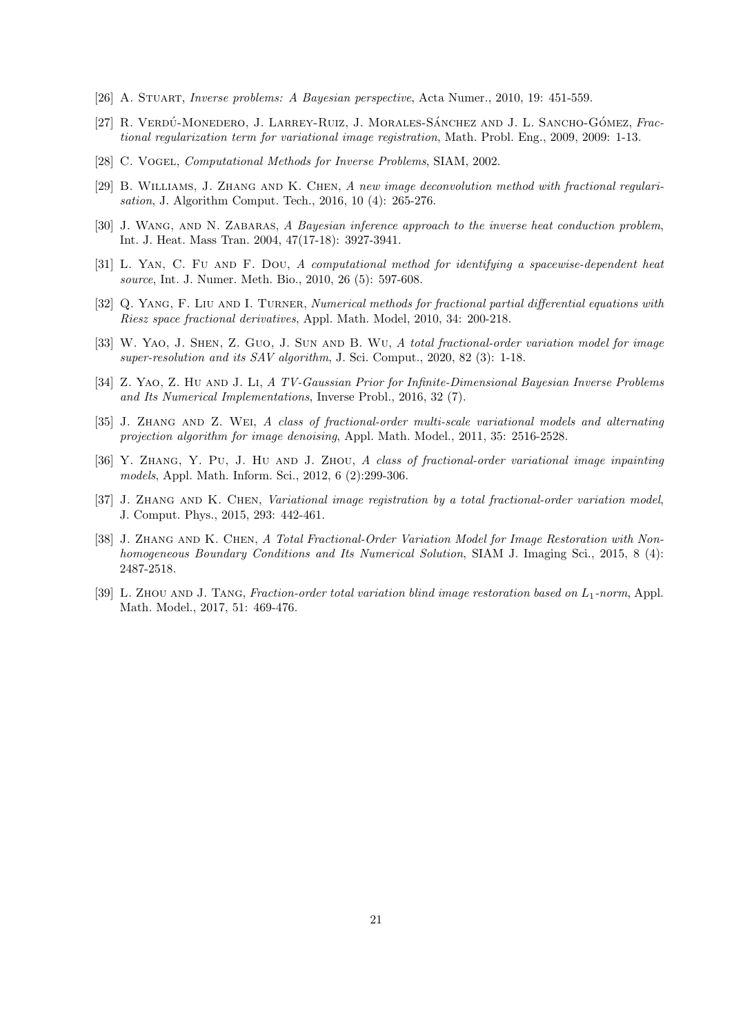[26] A. Stuart, *Inverse problems: A Bayesian perspective*, Acta Numer., 2010, 19: 451-559.

[27] R. Verdú-Monedero, J. Larrey-Ruiz, J. Morales-Sánchez and J. L. Sancho-Gómez, *Fractional regularization term for variational image registration*, Math. Probl. Eng., 2009, 2009: 1-13.

[28] C. Vogel, *Computational Methods for Inverse Problems*, SIAM, 2002.

[29] B. Williams, J. Zhang and K. Chen, *A new image deconvolution method with fractional regularisation*, J. Algorithm Comput. Tech., 2016, 10 (4): 265-276.

[30] J. Wang, and N. Zabaras, *A Bayesian inference approach to the inverse heat conduction problem*, Int. J. Heat. Mass Tran. 2004, 47(17-18): 3927-3941.

[31] L. Yan, C. Fu and F. Dou, *A computational method for identifying a spacewise-dependent heat source*, Int. J. Numer. Meth. Bio., 2010, 26 (5): 597-608.

[32] Q. Yang, F. Liu and I. Turner, *Numerical methods for fractional partial differential equations with Riesz space fractional derivatives*, Appl. Math. Model, 2010, 34: 200-218.

[33] W. Yao, J. Shen, Z. Guo, J. Sun and B. Wu, *A total fractional-order variation model for image super-resolution and its SAV algorithm*, J. Sci. Comput., 2020, 82 (3): 1-18.

[34] Z. Yao, Z. Hu and J. Li, *A TV-Gaussian Prior for Infinite-Dimensional Bayesian Inverse Problems and Its Numerical Implementations*, Inverse Probl., 2016, 32 (7).

[35] J. Zhang and Z. Wei, *A class of fractional-order multi-scale variational models and alternating projection algorithm for image denoising*, Appl. Math. Model., 2011, 35: 2516-2528.

[36] Y. Zhang, Y. Pu, J. Hu and J. Zhou, *A class of fractional-order variational image inpainting models*, Appl. Math. Inform. Sci., 2012, 6 (2):299-306.

[37] J. Zhang and K. Chen, *Variational image registration by a total fractional-order variation model*, J. Comput. Phys., 2015, 293: 442-461.

[38] J. Zhang and K. Chen, *A Total Fractional-Order Variation Model for Image Restoration with Nonhomogeneous Boundary Conditions and Its Numerical Solution*, SIAM J. Imaging Sci., 2015, 8 (4): 2487-2518.

[39] L. Zhou and J. Tang, *Fraction-order total variation blind image restoration based on $L_1$-norm*, Appl. Math. Model., 2017, 51: 469-476.